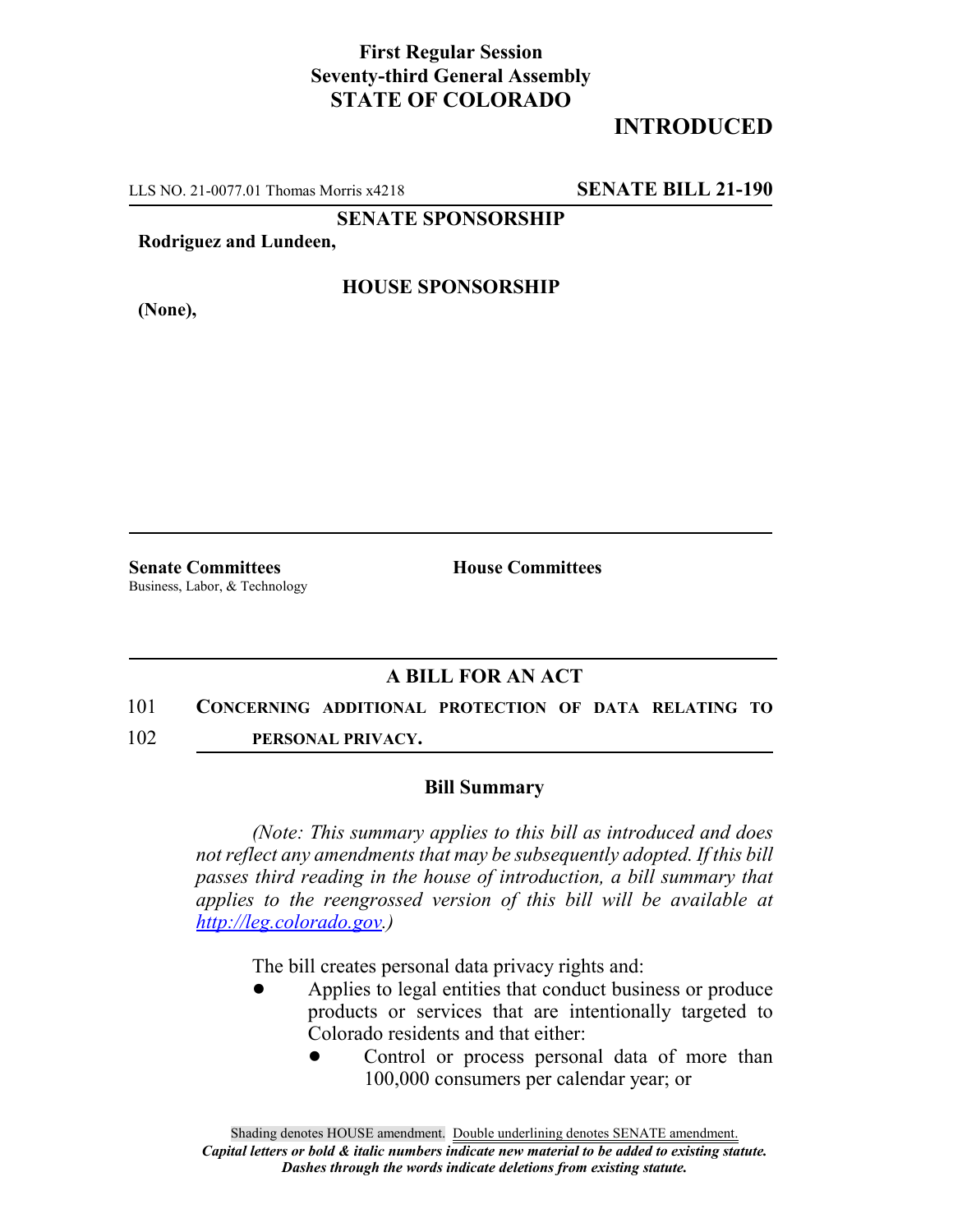**First Regular Session**
**Seventy-third General Assembly**
**STATE OF COLORADO**

## INTRODUCED

LLS NO. 21-0077.01 Thomas Morris x4218 **SENATE BILL 21-190**

**SENATE SPONSORSHIP**

**Rodriguez and Lundeen,**

**HOUSE SPONSORSHIP**

**(None),**

**Senate Committees**
Business, Labor, & Technology

**House Committees**

## A BILL FOR AN ACT

101 **CONCERNING ADDITIONAL PROTECTION OF DATA RELATING TO**
102 **PERSONAL PRIVACY.**

### Bill Summary

*(Note: This summary applies to this bill as introduced and does not reflect any amendments that may be subsequently adopted. If this bill passes third reading in the house of introduction, a bill summary that applies to the reengrossed version of this bill will be available at http://leg.colorado.gov.)*

The bill creates personal data privacy rights and:

- Applies to legal entities that conduct business or produce products or services that are intentionally targeted to Colorado residents and that either:
  - Control or process personal data of more than 100,000 consumers per calendar year; or

Shading denotes HOUSE amendment. Double underlining denotes SENATE amendment.
*Capital letters or bold & italic numbers indicate new material to be added to existing statute.*
*Dashes through the words indicate deletions from existing statute.*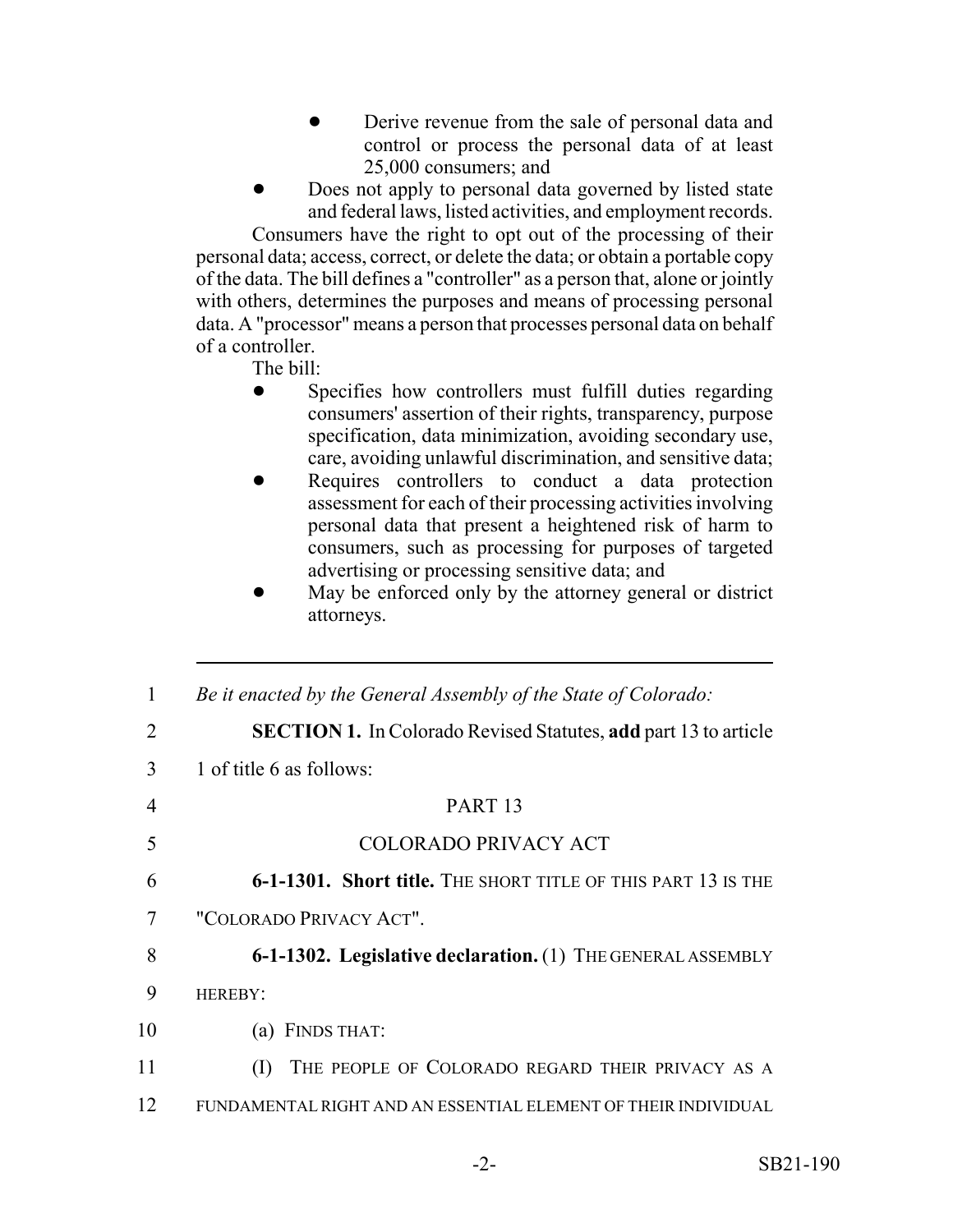- Derive revenue from the sale of personal data and control or process the personal data of at least 25,000 consumers; and
- Does not apply to personal data governed by listed state and federal laws, listed activities, and employment records.

Consumers have the right to opt out of the processing of their personal data; access, correct, or delete the data; or obtain a portable copy of the data. The bill defines a "controller" as a person that, alone or jointly with others, determines the purposes and means of processing personal data. A "processor" means a person that processes personal data on behalf of a controller.

The bill:

- Specifies how controllers must fulfill duties regarding consumers' assertion of their rights, transparency, purpose specification, data minimization, avoiding secondary use, care, avoiding unlawful discrimination, and sensitive data;
- Requires controllers to conduct a data protection assessment for each of their processing activities involving personal data that present a heightened risk of harm to consumers, such as processing for purposes of targeted advertising or processing sensitive data; and
- May be enforced only by the attorney general or district attorneys.

---

1 *Be it enacted by the General Assembly of the State of Colorado:*

2 **SECTION 1.** In Colorado Revised Statutes, **add** part 13 to article

3 1 of title 6 as follows:

4 PART 13

5 COLORADO PRIVACY ACT

6 **6-1-1301. Short title.** THE SHORT TITLE OF THIS PART 13 IS THE

7 "COLORADO PRIVACY ACT".

8 **6-1-1302. Legislative declaration.** (1) THE GENERAL ASSEMBLY

9 HEREBY:

10 (a) FINDS THAT:

11 (I) THE PEOPLE OF COLORADO REGARD THEIR PRIVACY AS A

12 FUNDAMENTAL RIGHT AND AN ESSENTIAL ELEMENT OF THEIR INDIVIDUAL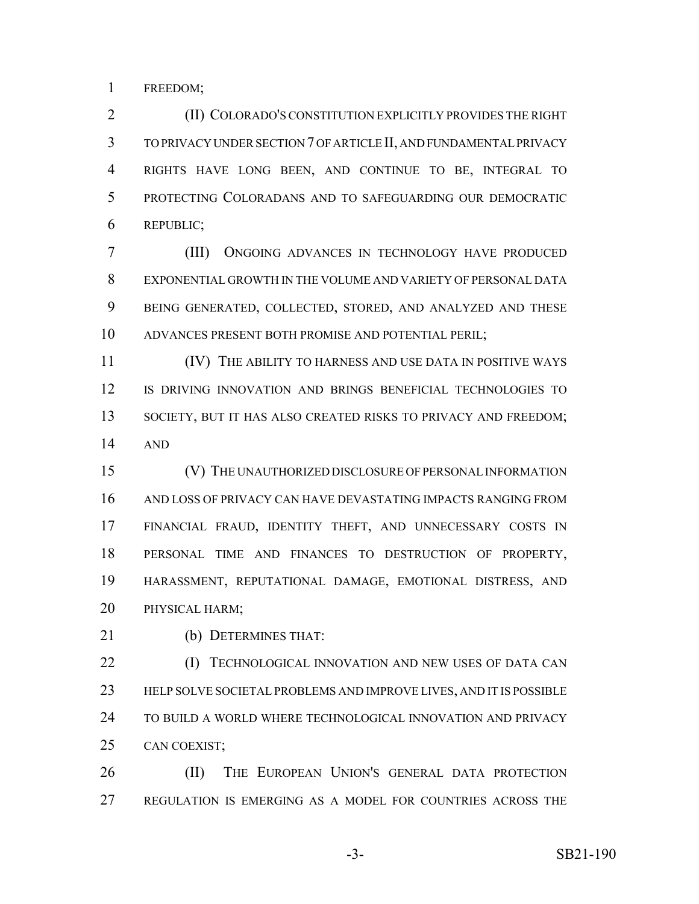FREEDOM;

(II) COLORADO'S CONSTITUTION EXPLICITLY PROVIDES THE RIGHT TO PRIVACY UNDER SECTION 7 OF ARTICLE II, AND FUNDAMENTAL PRIVACY RIGHTS HAVE LONG BEEN, AND CONTINUE TO BE, INTEGRAL TO PROTECTING COLORADANS AND TO SAFEGUARDING OUR DEMOCRATIC REPUBLIC;

(III) ONGOING ADVANCES IN TECHNOLOGY HAVE PRODUCED EXPONENTIAL GROWTH IN THE VOLUME AND VARIETY OF PERSONAL DATA BEING GENERATED, COLLECTED, STORED, AND ANALYZED AND THESE ADVANCES PRESENT BOTH PROMISE AND POTENTIAL PERIL;

(IV) THE ABILITY TO HARNESS AND USE DATA IN POSITIVE WAYS IS DRIVING INNOVATION AND BRINGS BENEFICIAL TECHNOLOGIES TO SOCIETY, BUT IT HAS ALSO CREATED RISKS TO PRIVACY AND FREEDOM; AND

(V) THE UNAUTHORIZED DISCLOSURE OF PERSONAL INFORMATION AND LOSS OF PRIVACY CAN HAVE DEVASTATING IMPACTS RANGING FROM FINANCIAL FRAUD, IDENTITY THEFT, AND UNNECESSARY COSTS IN PERSONAL TIME AND FINANCES TO DESTRUCTION OF PROPERTY, HARASSMENT, REPUTATIONAL DAMAGE, EMOTIONAL DISTRESS, AND PHYSICAL HARM;

(b) DETERMINES THAT:

(I) TECHNOLOGICAL INNOVATION AND NEW USES OF DATA CAN HELP SOLVE SOCIETAL PROBLEMS AND IMPROVE LIVES, AND IT IS POSSIBLE TO BUILD A WORLD WHERE TECHNOLOGICAL INNOVATION AND PRIVACY CAN COEXIST;

(II) THE EUROPEAN UNION'S GENERAL DATA PROTECTION REGULATION IS EMERGING AS A MODEL FOR COUNTRIES ACROSS THE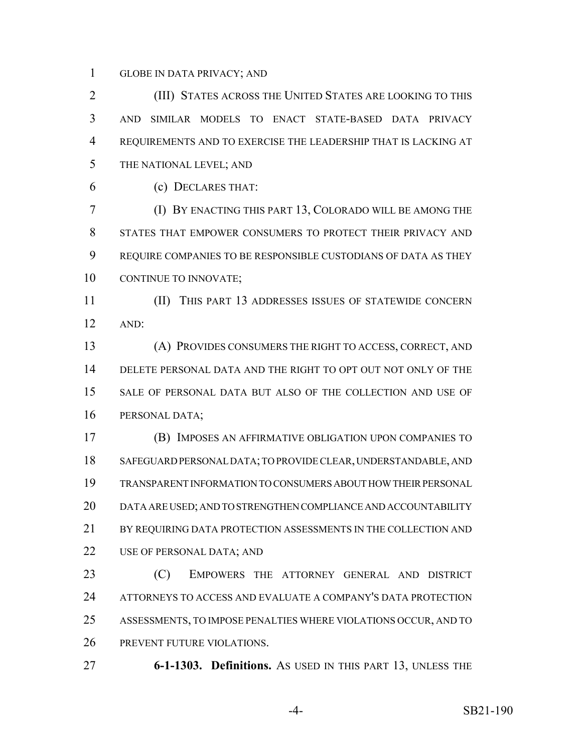GLOBE IN DATA PRIVACY; AND

(III) STATES ACROSS THE UNITED STATES ARE LOOKING TO THIS AND SIMILAR MODELS TO ENACT STATE-BASED DATA PRIVACY REQUIREMENTS AND TO EXERCISE THE LEADERSHIP THAT IS LACKING AT THE NATIONAL LEVEL; AND

(c) DECLARES THAT:

(I) BY ENACTING THIS PART 13, COLORADO WILL BE AMONG THE STATES THAT EMPOWER CONSUMERS TO PROTECT THEIR PRIVACY AND REQUIRE COMPANIES TO BE RESPONSIBLE CUSTODIANS OF DATA AS THEY CONTINUE TO INNOVATE;

(II) THIS PART 13 ADDRESSES ISSUES OF STATEWIDE CONCERN AND:

(A) PROVIDES CONSUMERS THE RIGHT TO ACCESS, CORRECT, AND DELETE PERSONAL DATA AND THE RIGHT TO OPT OUT NOT ONLY OF THE SALE OF PERSONAL DATA BUT ALSO OF THE COLLECTION AND USE OF PERSONAL DATA;

(B) IMPOSES AN AFFIRMATIVE OBLIGATION UPON COMPANIES TO SAFEGUARD PERSONAL DATA; TO PROVIDE CLEAR, UNDERSTANDABLE, AND TRANSPARENT INFORMATION TO CONSUMERS ABOUT HOW THEIR PERSONAL DATA ARE USED; AND TO STRENGTHEN COMPLIANCE AND ACCOUNTABILITY BY REQUIRING DATA PROTECTION ASSESSMENTS IN THE COLLECTION AND USE OF PERSONAL DATA; AND

(C) EMPOWERS THE ATTORNEY GENERAL AND DISTRICT ATTORNEYS TO ACCESS AND EVALUATE A COMPANY'S DATA PROTECTION ASSESSMENTS, TO IMPOSE PENALTIES WHERE VIOLATIONS OCCUR, AND TO PREVENT FUTURE VIOLATIONS.

**6-1-1303. Definitions.** AS USED IN THIS PART 13, UNLESS THE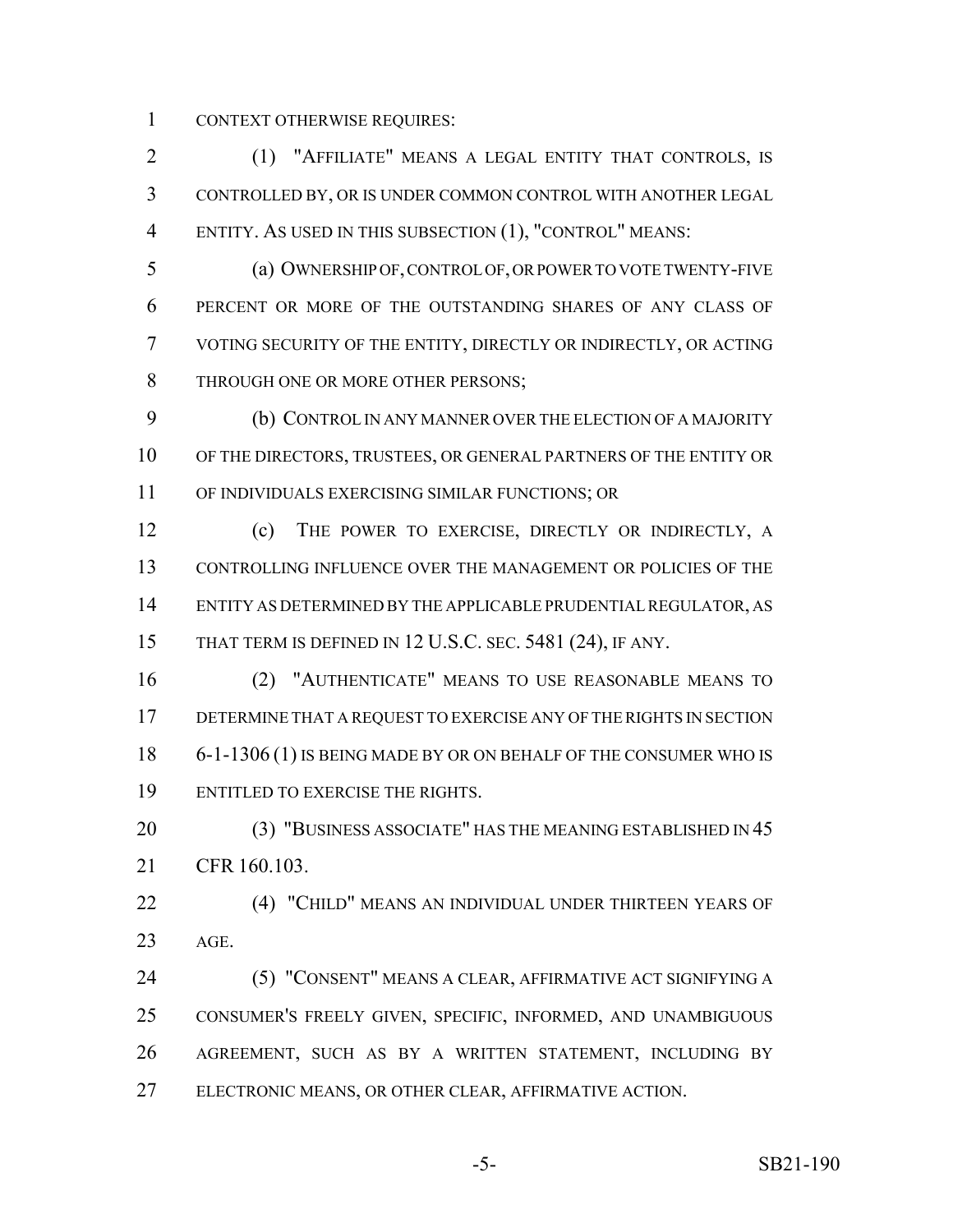CONTEXT OTHERWISE REQUIRES:

(1) "AFFILIATE" MEANS A LEGAL ENTITY THAT CONTROLS, IS CONTROLLED BY, OR IS UNDER COMMON CONTROL WITH ANOTHER LEGAL ENTITY. AS USED IN THIS SUBSECTION (1), "CONTROL" MEANS:

(a) OWNERSHIP OF, CONTROL OF, OR POWER TO VOTE TWENTY-FIVE PERCENT OR MORE OF THE OUTSTANDING SHARES OF ANY CLASS OF VOTING SECURITY OF THE ENTITY, DIRECTLY OR INDIRECTLY, OR ACTING THROUGH ONE OR MORE OTHER PERSONS;

(b) CONTROL IN ANY MANNER OVER THE ELECTION OF A MAJORITY OF THE DIRECTORS, TRUSTEES, OR GENERAL PARTNERS OF THE ENTITY OR OF INDIVIDUALS EXERCISING SIMILAR FUNCTIONS; OR

(c) THE POWER TO EXERCISE, DIRECTLY OR INDIRECTLY, A CONTROLLING INFLUENCE OVER THE MANAGEMENT OR POLICIES OF THE ENTITY AS DETERMINED BY THE APPLICABLE PRUDENTIAL REGULATOR, AS THAT TERM IS DEFINED IN 12 U.S.C. SEC. 5481 (24), IF ANY.

(2) "AUTHENTICATE" MEANS TO USE REASONABLE MEANS TO DETERMINE THAT A REQUEST TO EXERCISE ANY OF THE RIGHTS IN SECTION 6-1-1306 (1) IS BEING MADE BY OR ON BEHALF OF THE CONSUMER WHO IS ENTITLED TO EXERCISE THE RIGHTS.

(3) "BUSINESS ASSOCIATE" HAS THE MEANING ESTABLISHED IN 45 CFR 160.103.

(4) "CHILD" MEANS AN INDIVIDUAL UNDER THIRTEEN YEARS OF AGE.

(5) "CONSENT" MEANS A CLEAR, AFFIRMATIVE ACT SIGNIFYING A CONSUMER'S FREELY GIVEN, SPECIFIC, INFORMED, AND UNAMBIGUOUS AGREEMENT, SUCH AS BY A WRITTEN STATEMENT, INCLUDING BY ELECTRONIC MEANS, OR OTHER CLEAR, AFFIRMATIVE ACTION.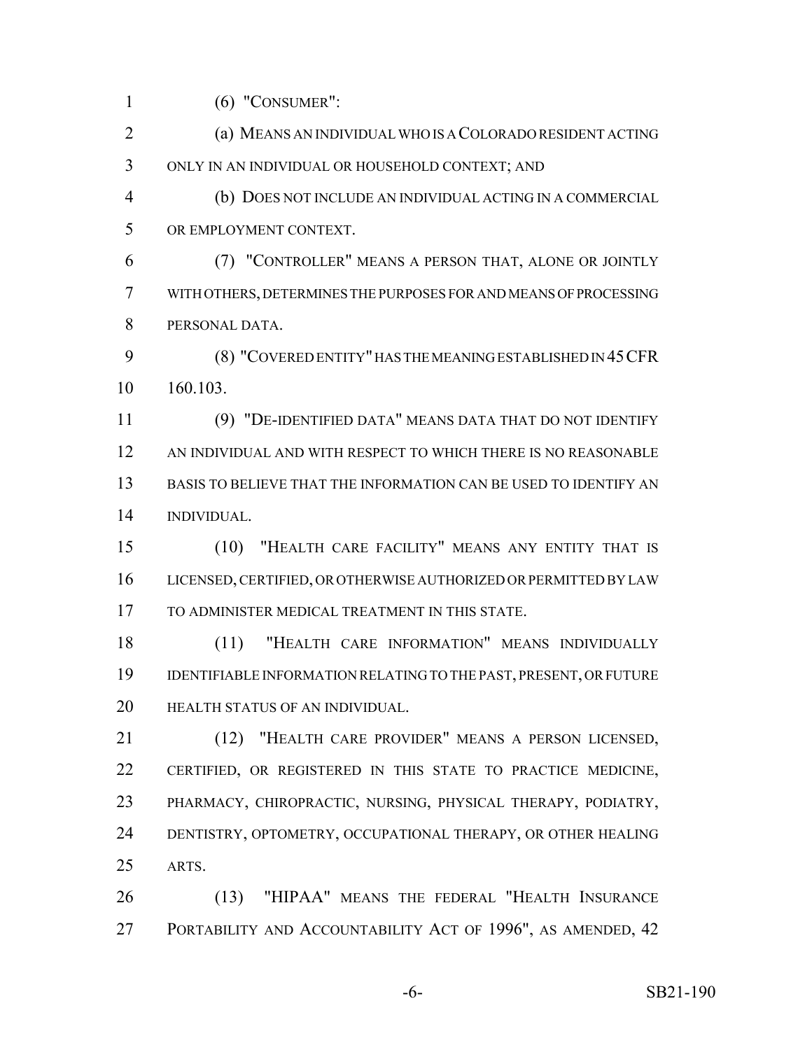(6) "CONSUMER":

(a) MEANS AN INDIVIDUAL WHO IS A COLORADO RESIDENT ACTING ONLY IN AN INDIVIDUAL OR HOUSEHOLD CONTEXT; AND

(b) DOES NOT INCLUDE AN INDIVIDUAL ACTING IN A COMMERCIAL OR EMPLOYMENT CONTEXT.

(7) "CONTROLLER" MEANS A PERSON THAT, ALONE OR JOINTLY WITH OTHERS, DETERMINES THE PURPOSES FOR AND MEANS OF PROCESSING PERSONAL DATA.

(8) "COVERED ENTITY" HAS THE MEANING ESTABLISHED IN 45 CFR 160.103.

(9) "DE-IDENTIFIED DATA" MEANS DATA THAT DO NOT IDENTIFY AN INDIVIDUAL AND WITH RESPECT TO WHICH THERE IS NO REASONABLE BASIS TO BELIEVE THAT THE INFORMATION CAN BE USED TO IDENTIFY AN INDIVIDUAL.

(10) "HEALTH CARE FACILITY" MEANS ANY ENTITY THAT IS LICENSED, CERTIFIED, OR OTHERWISE AUTHORIZED OR PERMITTED BY LAW TO ADMINISTER MEDICAL TREATMENT IN THIS STATE.

(11) "HEALTH CARE INFORMATION" MEANS INDIVIDUALLY IDENTIFIABLE INFORMATION RELATING TO THE PAST, PRESENT, OR FUTURE HEALTH STATUS OF AN INDIVIDUAL.

(12) "HEALTH CARE PROVIDER" MEANS A PERSON LICENSED, CERTIFIED, OR REGISTERED IN THIS STATE TO PRACTICE MEDICINE, PHARMACY, CHIROPRACTIC, NURSING, PHYSICAL THERAPY, PODIATRY, DENTISTRY, OPTOMETRY, OCCUPATIONAL THERAPY, OR OTHER HEALING ARTS.

(13) "HIPAA" MEANS THE FEDERAL "HEALTH INSURANCE PORTABILITY AND ACCOUNTABILITY ACT OF 1996", AS AMENDED, 42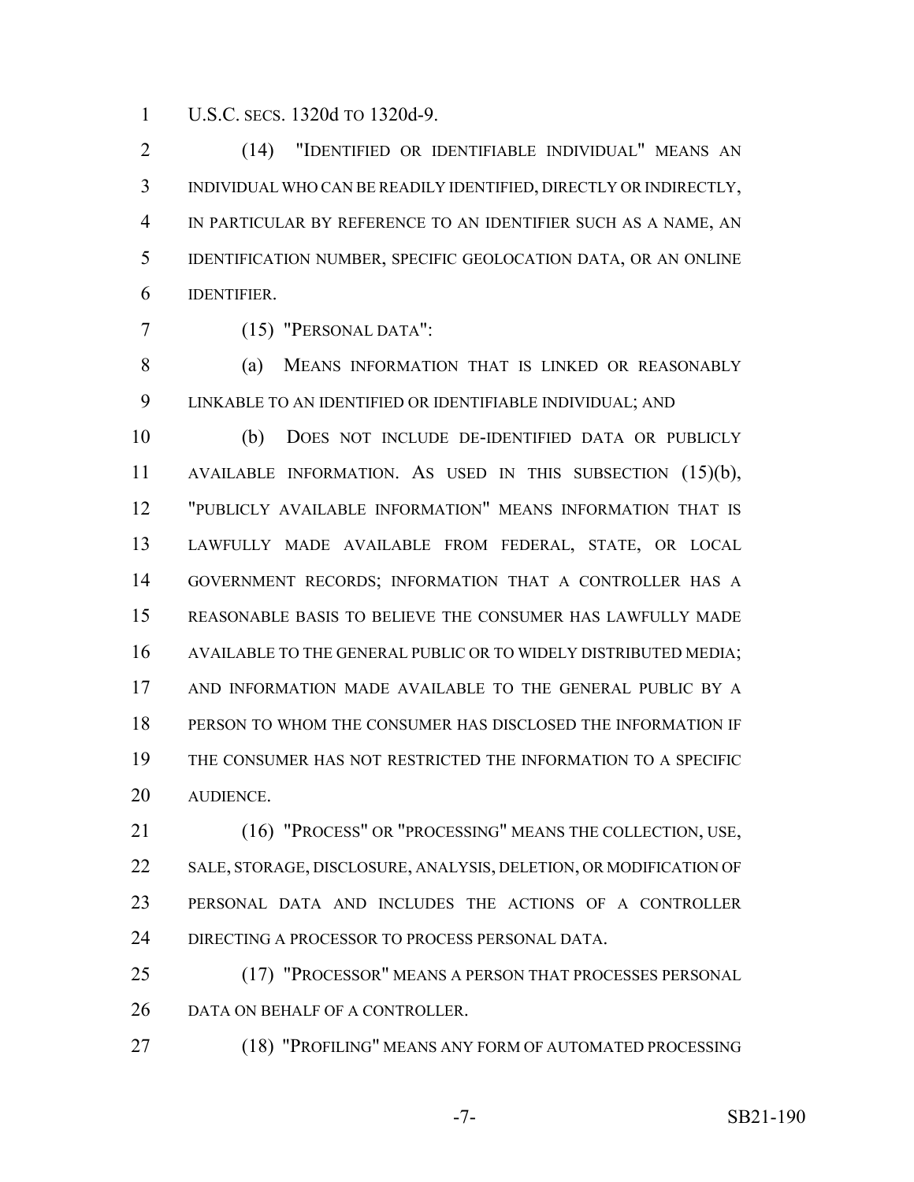U.S.C. SECS. 1320d TO 1320d-9.

(14) "IDENTIFIED OR IDENTIFIABLE INDIVIDUAL" MEANS AN INDIVIDUAL WHO CAN BE READILY IDENTIFIED, DIRECTLY OR INDIRECTLY, IN PARTICULAR BY REFERENCE TO AN IDENTIFIER SUCH AS A NAME, AN IDENTIFICATION NUMBER, SPECIFIC GEOLOCATION DATA, OR AN ONLINE IDENTIFIER.

(15) "PERSONAL DATA":

(a) MEANS INFORMATION THAT IS LINKED OR REASONABLY LINKABLE TO AN IDENTIFIED OR IDENTIFIABLE INDIVIDUAL; AND

(b) DOES NOT INCLUDE DE-IDENTIFIED DATA OR PUBLICLY AVAILABLE INFORMATION. AS USED IN THIS SUBSECTION (15)(b), "PUBLICLY AVAILABLE INFORMATION" MEANS INFORMATION THAT IS LAWFULLY MADE AVAILABLE FROM FEDERAL, STATE, OR LOCAL GOVERNMENT RECORDS; INFORMATION THAT A CONTROLLER HAS A REASONABLE BASIS TO BELIEVE THE CONSUMER HAS LAWFULLY MADE AVAILABLE TO THE GENERAL PUBLIC OR TO WIDELY DISTRIBUTED MEDIA; AND INFORMATION MADE AVAILABLE TO THE GENERAL PUBLIC BY A PERSON TO WHOM THE CONSUMER HAS DISCLOSED THE INFORMATION IF THE CONSUMER HAS NOT RESTRICTED THE INFORMATION TO A SPECIFIC AUDIENCE.

(16) "PROCESS" OR "PROCESSING" MEANS THE COLLECTION, USE, SALE, STORAGE, DISCLOSURE, ANALYSIS, DELETION, OR MODIFICATION OF PERSONAL DATA AND INCLUDES THE ACTIONS OF A CONTROLLER DIRECTING A PROCESSOR TO PROCESS PERSONAL DATA.

(17) "PROCESSOR" MEANS A PERSON THAT PROCESSES PERSONAL DATA ON BEHALF OF A CONTROLLER.

(18) "PROFILING" MEANS ANY FORM OF AUTOMATED PROCESSING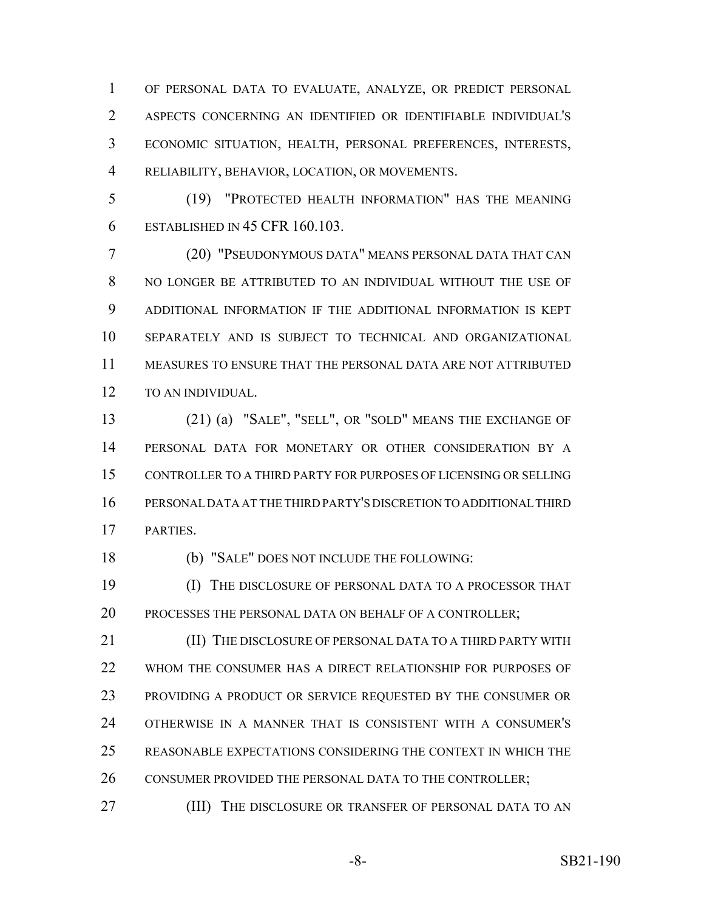OF PERSONAL DATA TO EVALUATE, ANALYZE, OR PREDICT PERSONAL ASPECTS CONCERNING AN IDENTIFIED OR IDENTIFIABLE INDIVIDUAL'S ECONOMIC SITUATION, HEALTH, PERSONAL PREFERENCES, INTERESTS, RELIABILITY, BEHAVIOR, LOCATION, OR MOVEMENTS.

(19) "PROTECTED HEALTH INFORMATION" HAS THE MEANING ESTABLISHED IN 45 CFR 160.103.

(20) "PSEUDONYMOUS DATA" MEANS PERSONAL DATA THAT CAN NO LONGER BE ATTRIBUTED TO AN INDIVIDUAL WITHOUT THE USE OF ADDITIONAL INFORMATION IF THE ADDITIONAL INFORMATION IS KEPT SEPARATELY AND IS SUBJECT TO TECHNICAL AND ORGANIZATIONAL MEASURES TO ENSURE THAT THE PERSONAL DATA ARE NOT ATTRIBUTED TO AN INDIVIDUAL.

(21) (a) "SALE", "SELL", OR "SOLD" MEANS THE EXCHANGE OF PERSONAL DATA FOR MONETARY OR OTHER CONSIDERATION BY A CONTROLLER TO A THIRD PARTY FOR PURPOSES OF LICENSING OR SELLING PERSONAL DATA AT THE THIRD PARTY'S DISCRETION TO ADDITIONAL THIRD PARTIES.

(b) "SALE" DOES NOT INCLUDE THE FOLLOWING:

(I) THE DISCLOSURE OF PERSONAL DATA TO A PROCESSOR THAT PROCESSES THE PERSONAL DATA ON BEHALF OF A CONTROLLER;

(II) THE DISCLOSURE OF PERSONAL DATA TO A THIRD PARTY WITH WHOM THE CONSUMER HAS A DIRECT RELATIONSHIP FOR PURPOSES OF PROVIDING A PRODUCT OR SERVICE REQUESTED BY THE CONSUMER OR OTHERWISE IN A MANNER THAT IS CONSISTENT WITH A CONSUMER'S REASONABLE EXPECTATIONS CONSIDERING THE CONTEXT IN WHICH THE CONSUMER PROVIDED THE PERSONAL DATA TO THE CONTROLLER;

(III) THE DISCLOSURE OR TRANSFER OF PERSONAL DATA TO AN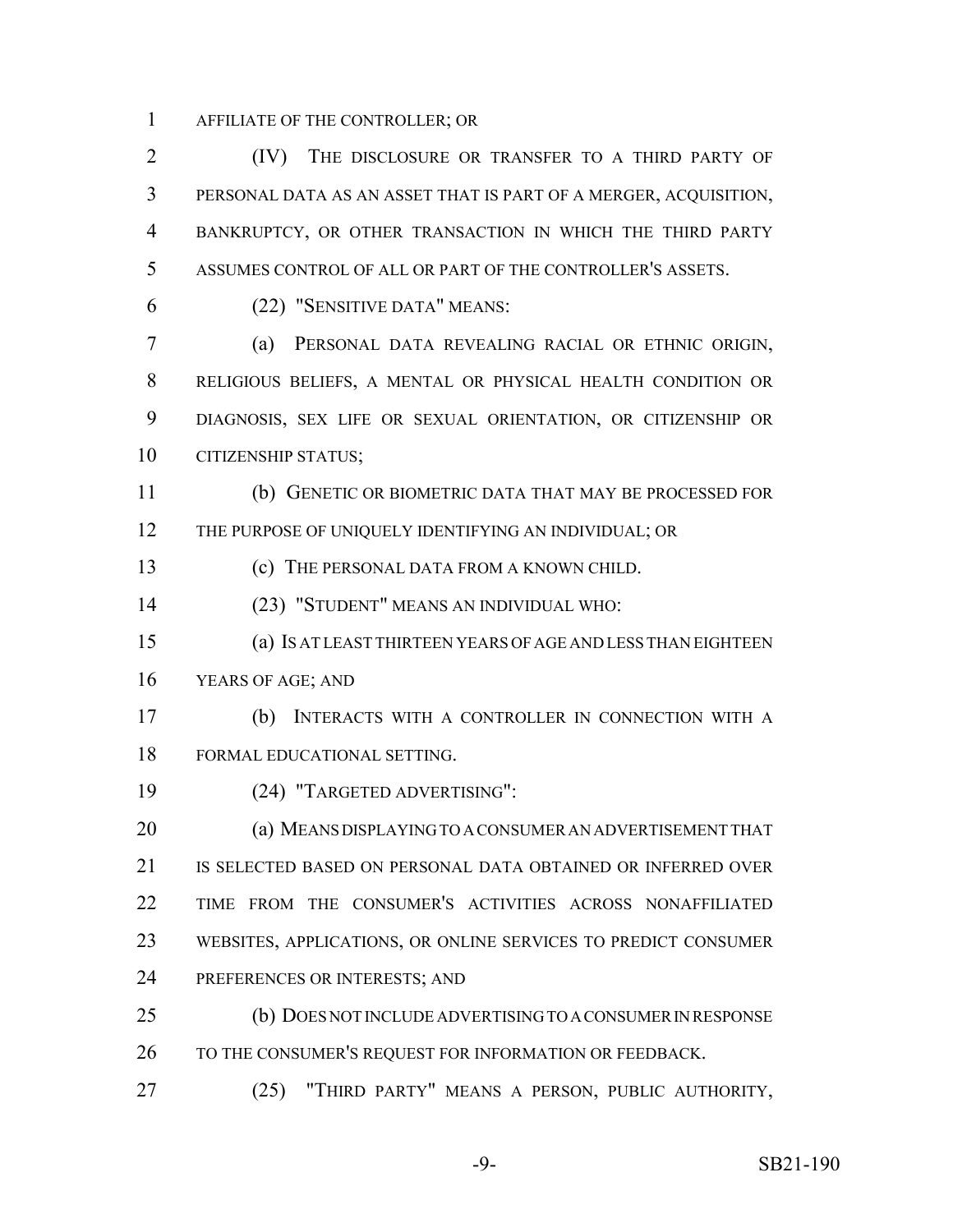AFFILIATE OF THE CONTROLLER; OR

(IV) THE DISCLOSURE OR TRANSFER TO A THIRD PARTY OF PERSONAL DATA AS AN ASSET THAT IS PART OF A MERGER, ACQUISITION, BANKRUPTCY, OR OTHER TRANSACTION IN WHICH THE THIRD PARTY ASSUMES CONTROL OF ALL OR PART OF THE CONTROLLER'S ASSETS.

(22) "SENSITIVE DATA" MEANS:

(a) PERSONAL DATA REVEALING RACIAL OR ETHNIC ORIGIN, RELIGIOUS BELIEFS, A MENTAL OR PHYSICAL HEALTH CONDITION OR DIAGNOSIS, SEX LIFE OR SEXUAL ORIENTATION, OR CITIZENSHIP OR CITIZENSHIP STATUS;

(b) GENETIC OR BIOMETRIC DATA THAT MAY BE PROCESSED FOR THE PURPOSE OF UNIQUELY IDENTIFYING AN INDIVIDUAL; OR

(c) THE PERSONAL DATA FROM A KNOWN CHILD.

(23) "STUDENT" MEANS AN INDIVIDUAL WHO:

(a) IS AT LEAST THIRTEEN YEARS OF AGE AND LESS THAN EIGHTEEN YEARS OF AGE; AND

(b) INTERACTS WITH A CONTROLLER IN CONNECTION WITH A FORMAL EDUCATIONAL SETTING.

(24) "TARGETED ADVERTISING":

(a) MEANS DISPLAYING TO A CONSUMER AN ADVERTISEMENT THAT IS SELECTED BASED ON PERSONAL DATA OBTAINED OR INFERRED OVER TIME FROM THE CONSUMER'S ACTIVITIES ACROSS NONAFFILIATED WEBSITES, APPLICATIONS, OR ONLINE SERVICES TO PREDICT CONSUMER PREFERENCES OR INTERESTS; AND

(b) DOES NOT INCLUDE ADVERTISING TO A CONSUMER IN RESPONSE TO THE CONSUMER'S REQUEST FOR INFORMATION OR FEEDBACK.

(25) "THIRD PARTY" MEANS A PERSON, PUBLIC AUTHORITY,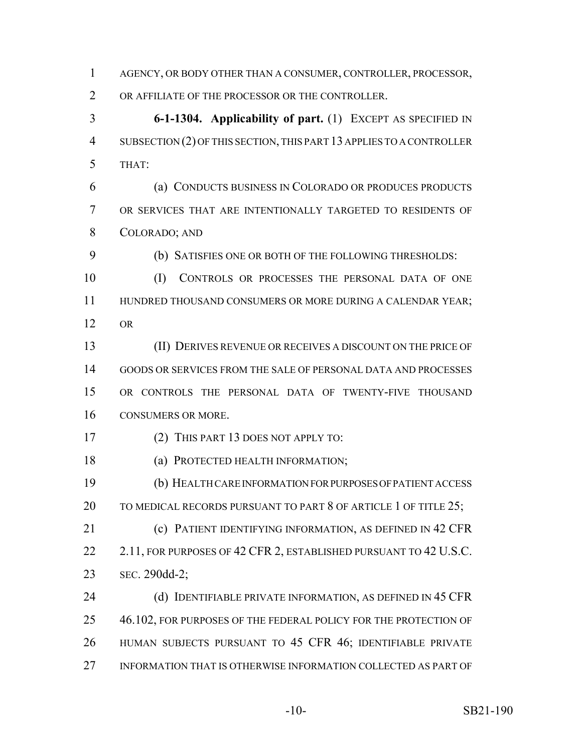AGENCY, OR BODY OTHER THAN A CONSUMER, CONTROLLER, PROCESSOR, OR AFFILIATE OF THE PROCESSOR OR THE CONTROLLER.

**6-1-1304. Applicability of part.** (1) EXCEPT AS SPECIFIED IN SUBSECTION (2) OF THIS SECTION, THIS PART 13 APPLIES TO A CONTROLLER THAT:

(a) CONDUCTS BUSINESS IN COLORADO OR PRODUCES PRODUCTS OR SERVICES THAT ARE INTENTIONALLY TARGETED TO RESIDENTS OF COLORADO; AND

(b) SATISFIES ONE OR BOTH OF THE FOLLOWING THRESHOLDS:

(I) CONTROLS OR PROCESSES THE PERSONAL DATA OF ONE HUNDRED THOUSAND CONSUMERS OR MORE DURING A CALENDAR YEAR; OR

(II) DERIVES REVENUE OR RECEIVES A DISCOUNT ON THE PRICE OF GOODS OR SERVICES FROM THE SALE OF PERSONAL DATA AND PROCESSES OR CONTROLS THE PERSONAL DATA OF TWENTY-FIVE THOUSAND CONSUMERS OR MORE.

(2) THIS PART 13 DOES NOT APPLY TO:

(a) PROTECTED HEALTH INFORMATION;

(b) HEALTH CARE INFORMATION FOR PURPOSES OF PATIENT ACCESS TO MEDICAL RECORDS PURSUANT TO PART 8 OF ARTICLE 1 OF TITLE 25;

(c) PATIENT IDENTIFYING INFORMATION, AS DEFINED IN 42 CFR 2.11, FOR PURPOSES OF 42 CFR 2, ESTABLISHED PURSUANT TO 42 U.S.C. SEC. 290dd-2;

(d) IDENTIFIABLE PRIVATE INFORMATION, AS DEFINED IN 45 CFR 46.102, FOR PURPOSES OF THE FEDERAL POLICY FOR THE PROTECTION OF HUMAN SUBJECTS PURSUANT TO 45 CFR 46; IDENTIFIABLE PRIVATE INFORMATION THAT IS OTHERWISE INFORMATION COLLECTED AS PART OF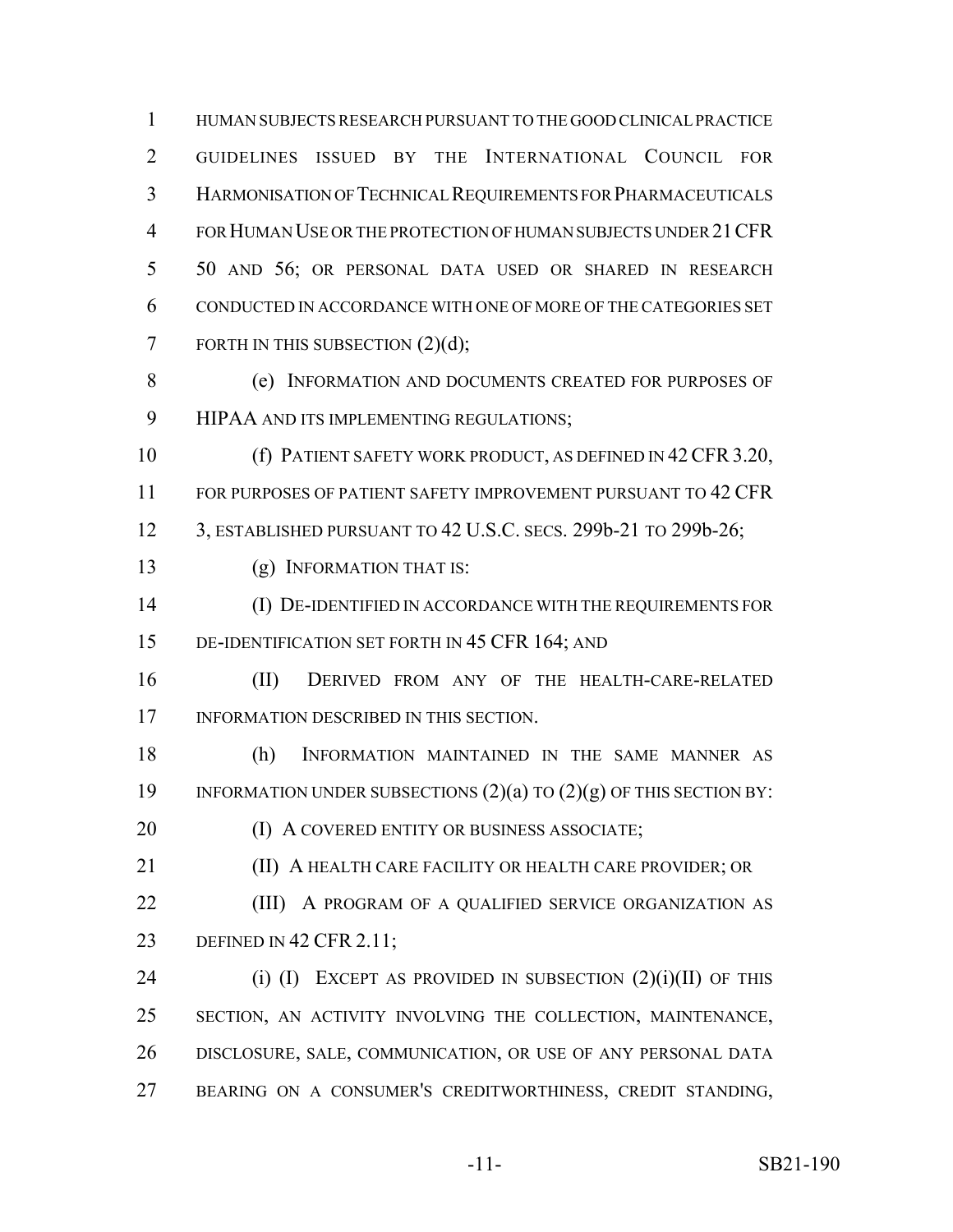HUMAN SUBJECTS RESEARCH PURSUANT TO THE GOOD CLINICAL PRACTICE GUIDELINES ISSUED BY THE INTERNATIONAL COUNCIL FOR HARMONISATION OF TECHNICAL REQUIREMENTS FOR PHARMACEUTICALS FOR HUMAN USE OR THE PROTECTION OF HUMAN SUBJECTS UNDER 21 CFR 50 AND 56; OR PERSONAL DATA USED OR SHARED IN RESEARCH CONDUCTED IN ACCORDANCE WITH ONE OF MORE OF THE CATEGORIES SET FORTH IN THIS SUBSECTION (2)(d);

(e) INFORMATION AND DOCUMENTS CREATED FOR PURPOSES OF HIPAA AND ITS IMPLEMENTING REGULATIONS;

(f) PATIENT SAFETY WORK PRODUCT, AS DEFINED IN 42 CFR 3.20, FOR PURPOSES OF PATIENT SAFETY IMPROVEMENT PURSUANT TO 42 CFR 3, ESTABLISHED PURSUANT TO 42 U.S.C. SECS. 299b-21 TO 299b-26;

(g) INFORMATION THAT IS:

(I) DE-IDENTIFIED IN ACCORDANCE WITH THE REQUIREMENTS FOR DE-IDENTIFICATION SET FORTH IN 45 CFR 164; AND

(II) DERIVED FROM ANY OF THE HEALTH-CARE-RELATED INFORMATION DESCRIBED IN THIS SECTION.

(h) INFORMATION MAINTAINED IN THE SAME MANNER AS INFORMATION UNDER SUBSECTIONS (2)(a) TO (2)(g) OF THIS SECTION BY:

(I) A COVERED ENTITY OR BUSINESS ASSOCIATE;

(II) A HEALTH CARE FACILITY OR HEALTH CARE PROVIDER; OR

(III) A PROGRAM OF A QUALIFIED SERVICE ORGANIZATION AS DEFINED IN 42 CFR 2.11;

(i) (I) EXCEPT AS PROVIDED IN SUBSECTION (2)(i)(II) OF THIS SECTION, AN ACTIVITY INVOLVING THE COLLECTION, MAINTENANCE, DISCLOSURE, SALE, COMMUNICATION, OR USE OF ANY PERSONAL DATA BEARING ON A CONSUMER'S CREDITWORTHINESS, CREDIT STANDING,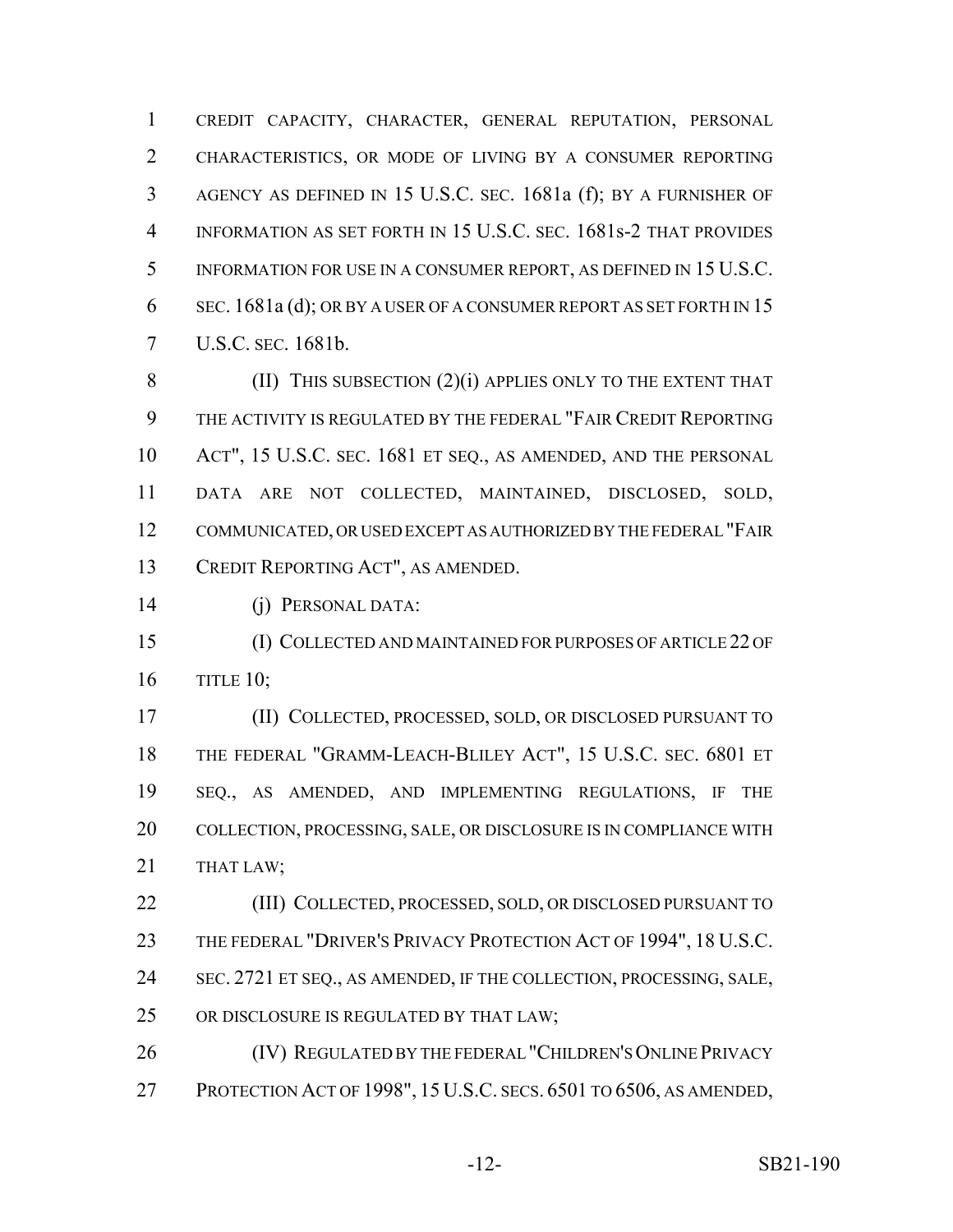CREDIT CAPACITY, CHARACTER, GENERAL REPUTATION, PERSONAL CHARACTERISTICS, OR MODE OF LIVING BY A CONSUMER REPORTING AGENCY AS DEFINED IN 15 U.S.C. SEC. 1681a (f); BY A FURNISHER OF INFORMATION AS SET FORTH IN 15 U.S.C. SEC. 1681s-2 THAT PROVIDES INFORMATION FOR USE IN A CONSUMER REPORT, AS DEFINED IN 15 U.S.C. SEC. 1681a (d); OR BY A USER OF A CONSUMER REPORT AS SET FORTH IN 15 U.S.C. SEC. 1681b.

(II) THIS SUBSECTION (2)(i) APPLIES ONLY TO THE EXTENT THAT THE ACTIVITY IS REGULATED BY THE FEDERAL "FAIR CREDIT REPORTING ACT", 15 U.S.C. SEC. 1681 ET SEQ., AS AMENDED, AND THE PERSONAL DATA ARE NOT COLLECTED, MAINTAINED, DISCLOSED, SOLD, COMMUNICATED, OR USED EXCEPT AS AUTHORIZED BY THE FEDERAL "FAIR CREDIT REPORTING ACT", AS AMENDED.

(j) PERSONAL DATA:

(I) COLLECTED AND MAINTAINED FOR PURPOSES OF ARTICLE 22 OF TITLE 10;

(II) COLLECTED, PROCESSED, SOLD, OR DISCLOSED PURSUANT TO THE FEDERAL "GRAMM-LEACH-BLILEY ACT", 15 U.S.C. SEC. 6801 ET SEQ., AS AMENDED, AND IMPLEMENTING REGULATIONS, IF THE COLLECTION, PROCESSING, SALE, OR DISCLOSURE IS IN COMPLIANCE WITH THAT LAW;

(III) COLLECTED, PROCESSED, SOLD, OR DISCLOSED PURSUANT TO THE FEDERAL "DRIVER'S PRIVACY PROTECTION ACT OF 1994", 18 U.S.C. SEC. 2721 ET SEQ., AS AMENDED, IF THE COLLECTION, PROCESSING, SALE, OR DISCLOSURE IS REGULATED BY THAT LAW;

(IV) REGULATED BY THE FEDERAL "CHILDREN'S ONLINE PRIVACY PROTECTION ACT OF 1998", 15 U.S.C. SECS. 6501 TO 6506, AS AMENDED,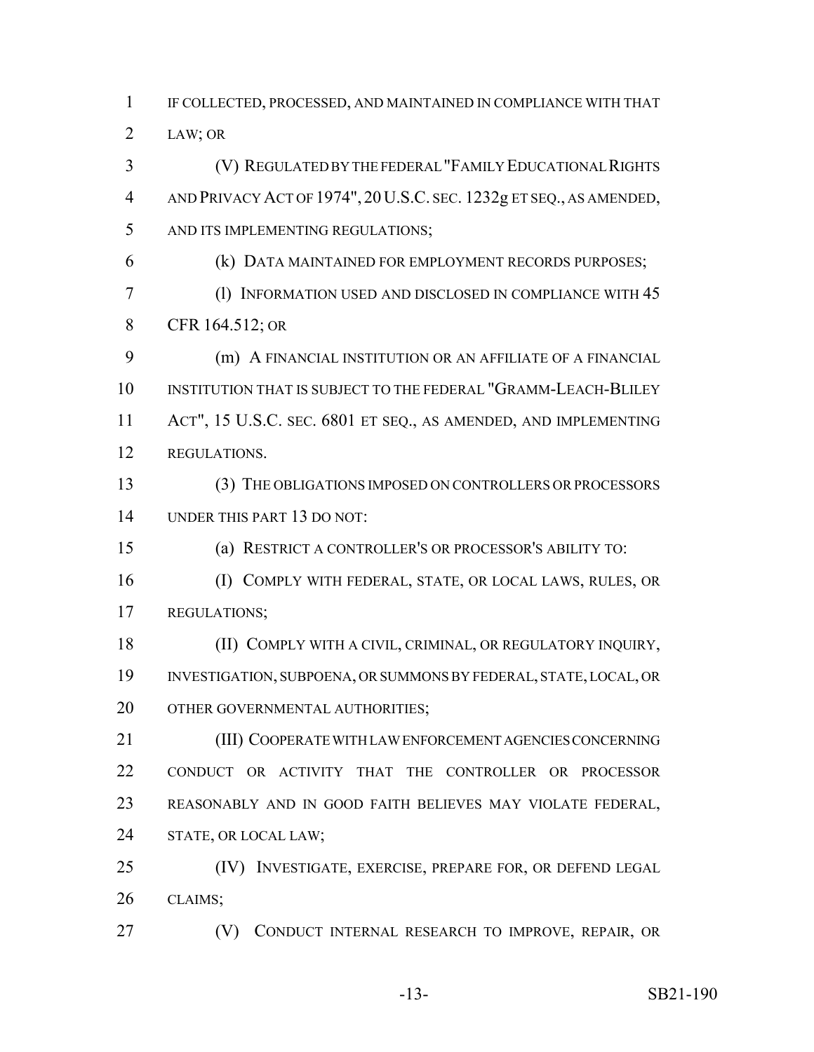IF COLLECTED, PROCESSED, AND MAINTAINED IN COMPLIANCE WITH THAT LAW; OR

(V) REGULATED BY THE FEDERAL "FAMILY EDUCATIONAL RIGHTS AND PRIVACY ACT OF 1974", 20 U.S.C. SEC. 1232g ET SEQ., AS AMENDED, AND ITS IMPLEMENTING REGULATIONS;

(k) DATA MAINTAINED FOR EMPLOYMENT RECORDS PURPOSES;

(l) INFORMATION USED AND DISCLOSED IN COMPLIANCE WITH 45 CFR 164.512; OR

(m) A FINANCIAL INSTITUTION OR AN AFFILIATE OF A FINANCIAL INSTITUTION THAT IS SUBJECT TO THE FEDERAL "GRAMM-LEACH-BLILEY ACT", 15 U.S.C. SEC. 6801 ET SEQ., AS AMENDED, AND IMPLEMENTING REGULATIONS.

(3) THE OBLIGATIONS IMPOSED ON CONTROLLERS OR PROCESSORS UNDER THIS PART 13 DO NOT:

(a) RESTRICT A CONTROLLER'S OR PROCESSOR'S ABILITY TO:

(I) COMPLY WITH FEDERAL, STATE, OR LOCAL LAWS, RULES, OR REGULATIONS;

(II) COMPLY WITH A CIVIL, CRIMINAL, OR REGULATORY INQUIRY, INVESTIGATION, SUBPOENA, OR SUMMONS BY FEDERAL, STATE, LOCAL, OR OTHER GOVERNMENTAL AUTHORITIES;

(III) COOPERATE WITH LAW ENFORCEMENT AGENCIES CONCERNING CONDUCT OR ACTIVITY THAT THE CONTROLLER OR PROCESSOR REASONABLY AND IN GOOD FAITH BELIEVES MAY VIOLATE FEDERAL, STATE, OR LOCAL LAW;

(IV) INVESTIGATE, EXERCISE, PREPARE FOR, OR DEFEND LEGAL CLAIMS;

(V) CONDUCT INTERNAL RESEARCH TO IMPROVE, REPAIR, OR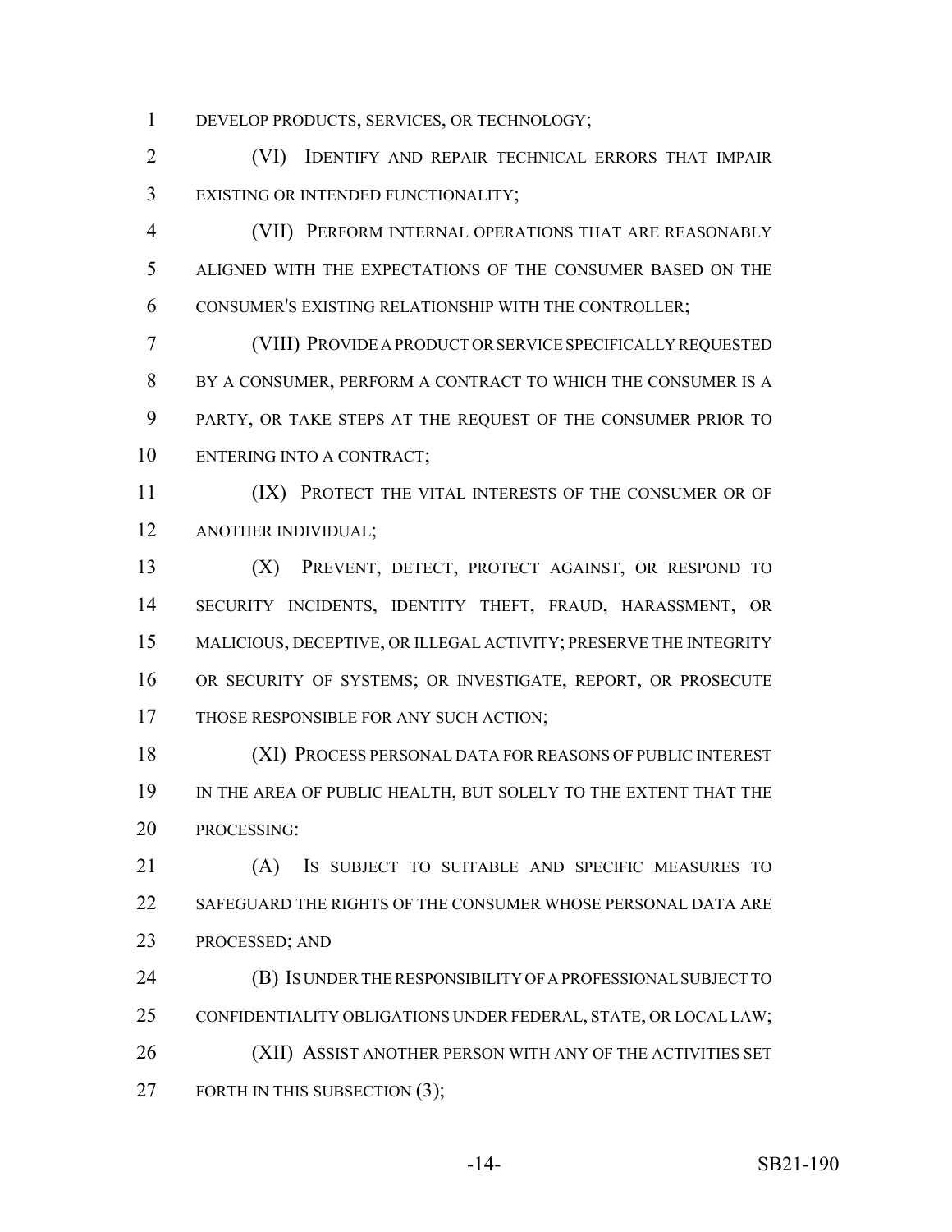DEVELOP PRODUCTS, SERVICES, OR TECHNOLOGY;

(VI) IDENTIFY AND REPAIR TECHNICAL ERRORS THAT IMPAIR EXISTING OR INTENDED FUNCTIONALITY;

(VII) PERFORM INTERNAL OPERATIONS THAT ARE REASONABLY ALIGNED WITH THE EXPECTATIONS OF THE CONSUMER BASED ON THE CONSUMER'S EXISTING RELATIONSHIP WITH THE CONTROLLER;

(VIII) PROVIDE A PRODUCT OR SERVICE SPECIFICALLY REQUESTED BY A CONSUMER, PERFORM A CONTRACT TO WHICH THE CONSUMER IS A PARTY, OR TAKE STEPS AT THE REQUEST OF THE CONSUMER PRIOR TO ENTERING INTO A CONTRACT;

(IX) PROTECT THE VITAL INTERESTS OF THE CONSUMER OR OF ANOTHER INDIVIDUAL;

(X) PREVENT, DETECT, PROTECT AGAINST, OR RESPOND TO SECURITY INCIDENTS, IDENTITY THEFT, FRAUD, HARASSMENT, OR MALICIOUS, DECEPTIVE, OR ILLEGAL ACTIVITY; PRESERVE THE INTEGRITY OR SECURITY OF SYSTEMS; OR INVESTIGATE, REPORT, OR PROSECUTE THOSE RESPONSIBLE FOR ANY SUCH ACTION;

(XI) PROCESS PERSONAL DATA FOR REASONS OF PUBLIC INTEREST IN THE AREA OF PUBLIC HEALTH, BUT SOLELY TO THE EXTENT THAT THE PROCESSING:

(A) IS SUBJECT TO SUITABLE AND SPECIFIC MEASURES TO SAFEGUARD THE RIGHTS OF THE CONSUMER WHOSE PERSONAL DATA ARE PROCESSED; AND

(B) IS UNDER THE RESPONSIBILITY OF A PROFESSIONAL SUBJECT TO CONFIDENTIALITY OBLIGATIONS UNDER FEDERAL, STATE, OR LOCAL LAW;

(XII) ASSIST ANOTHER PERSON WITH ANY OF THE ACTIVITIES SET FORTH IN THIS SUBSECTION (3);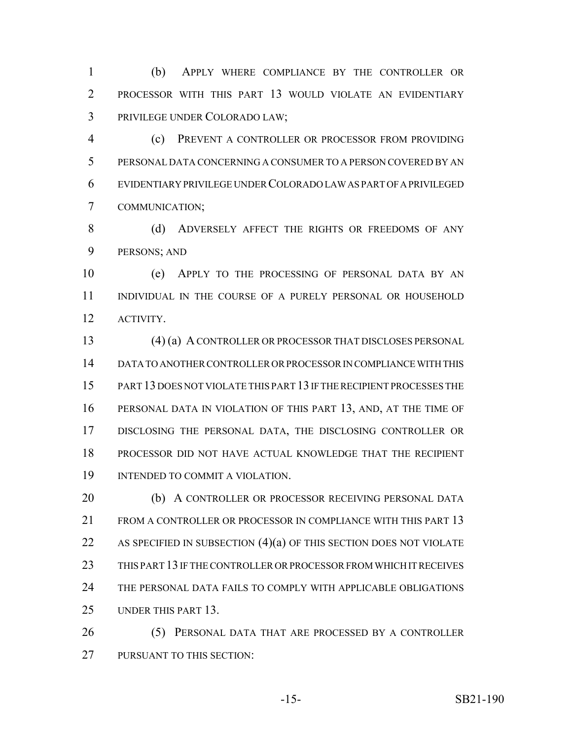(b) APPLY WHERE COMPLIANCE BY THE CONTROLLER OR PROCESSOR WITH THIS PART 13 WOULD VIOLATE AN EVIDENTIARY PRIVILEGE UNDER COLORADO LAW;

(c) PREVENT A CONTROLLER OR PROCESSOR FROM PROVIDING PERSONAL DATA CONCERNING A CONSUMER TO A PERSON COVERED BY AN EVIDENTIARY PRIVILEGE UNDER COLORADO LAW AS PART OF A PRIVILEGED COMMUNICATION;

(d) ADVERSELY AFFECT THE RIGHTS OR FREEDOMS OF ANY PERSONS; AND

(e) APPLY TO THE PROCESSING OF PERSONAL DATA BY AN INDIVIDUAL IN THE COURSE OF A PURELY PERSONAL OR HOUSEHOLD ACTIVITY.

(4) (a) A CONTROLLER OR PROCESSOR THAT DISCLOSES PERSONAL DATA TO ANOTHER CONTROLLER OR PROCESSOR IN COMPLIANCE WITH THIS PART 13 DOES NOT VIOLATE THIS PART 13 IF THE RECIPIENT PROCESSES THE PERSONAL DATA IN VIOLATION OF THIS PART 13, AND, AT THE TIME OF DISCLOSING THE PERSONAL DATA, THE DISCLOSING CONTROLLER OR PROCESSOR DID NOT HAVE ACTUAL KNOWLEDGE THAT THE RECIPIENT INTENDED TO COMMIT A VIOLATION.

(b) A CONTROLLER OR PROCESSOR RECEIVING PERSONAL DATA FROM A CONTROLLER OR PROCESSOR IN COMPLIANCE WITH THIS PART 13 AS SPECIFIED IN SUBSECTION (4)(a) OF THIS SECTION DOES NOT VIOLATE THIS PART 13 IF THE CONTROLLER OR PROCESSOR FROM WHICH IT RECEIVES THE PERSONAL DATA FAILS TO COMPLY WITH APPLICABLE OBLIGATIONS UNDER THIS PART 13.

(5) PERSONAL DATA THAT ARE PROCESSED BY A CONTROLLER PURSUANT TO THIS SECTION: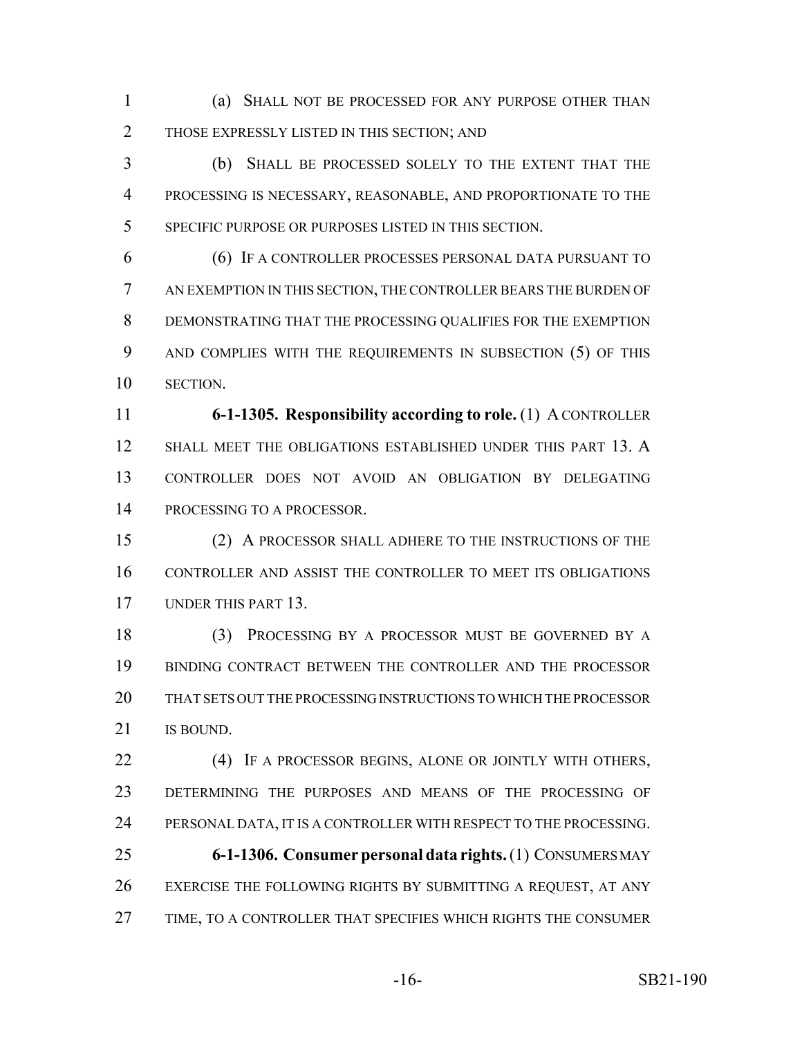(a) SHALL NOT BE PROCESSED FOR ANY PURPOSE OTHER THAN THOSE EXPRESSLY LISTED IN THIS SECTION; AND

(b) SHALL BE PROCESSED SOLELY TO THE EXTENT THAT THE PROCESSING IS NECESSARY, REASONABLE, AND PROPORTIONATE TO THE SPECIFIC PURPOSE OR PURPOSES LISTED IN THIS SECTION.

(6) IF A CONTROLLER PROCESSES PERSONAL DATA PURSUANT TO AN EXEMPTION IN THIS SECTION, THE CONTROLLER BEARS THE BURDEN OF DEMONSTRATING THAT THE PROCESSING QUALIFIES FOR THE EXEMPTION AND COMPLIES WITH THE REQUIREMENTS IN SUBSECTION (5) OF THIS SECTION.

**6-1-1305. Responsibility according to role.** (1) A CONTROLLER SHALL MEET THE OBLIGATIONS ESTABLISHED UNDER THIS PART 13. A CONTROLLER DOES NOT AVOID AN OBLIGATION BY DELEGATING PROCESSING TO A PROCESSOR.

(2) A PROCESSOR SHALL ADHERE TO THE INSTRUCTIONS OF THE CONTROLLER AND ASSIST THE CONTROLLER TO MEET ITS OBLIGATIONS UNDER THIS PART 13.

(3) PROCESSING BY A PROCESSOR MUST BE GOVERNED BY A BINDING CONTRACT BETWEEN THE CONTROLLER AND THE PROCESSOR THAT SETS OUT THE PROCESSING INSTRUCTIONS TO WHICH THE PROCESSOR IS BOUND.

(4) IF A PROCESSOR BEGINS, ALONE OR JOINTLY WITH OTHERS, DETERMINING THE PURPOSES AND MEANS OF THE PROCESSING OF PERSONAL DATA, IT IS A CONTROLLER WITH RESPECT TO THE PROCESSING.

**6-1-1306. Consumer personal data rights.** (1) CONSUMERS MAY EXERCISE THE FOLLOWING RIGHTS BY SUBMITTING A REQUEST, AT ANY TIME, TO A CONTROLLER THAT SPECIFIES WHICH RIGHTS THE CONSUMER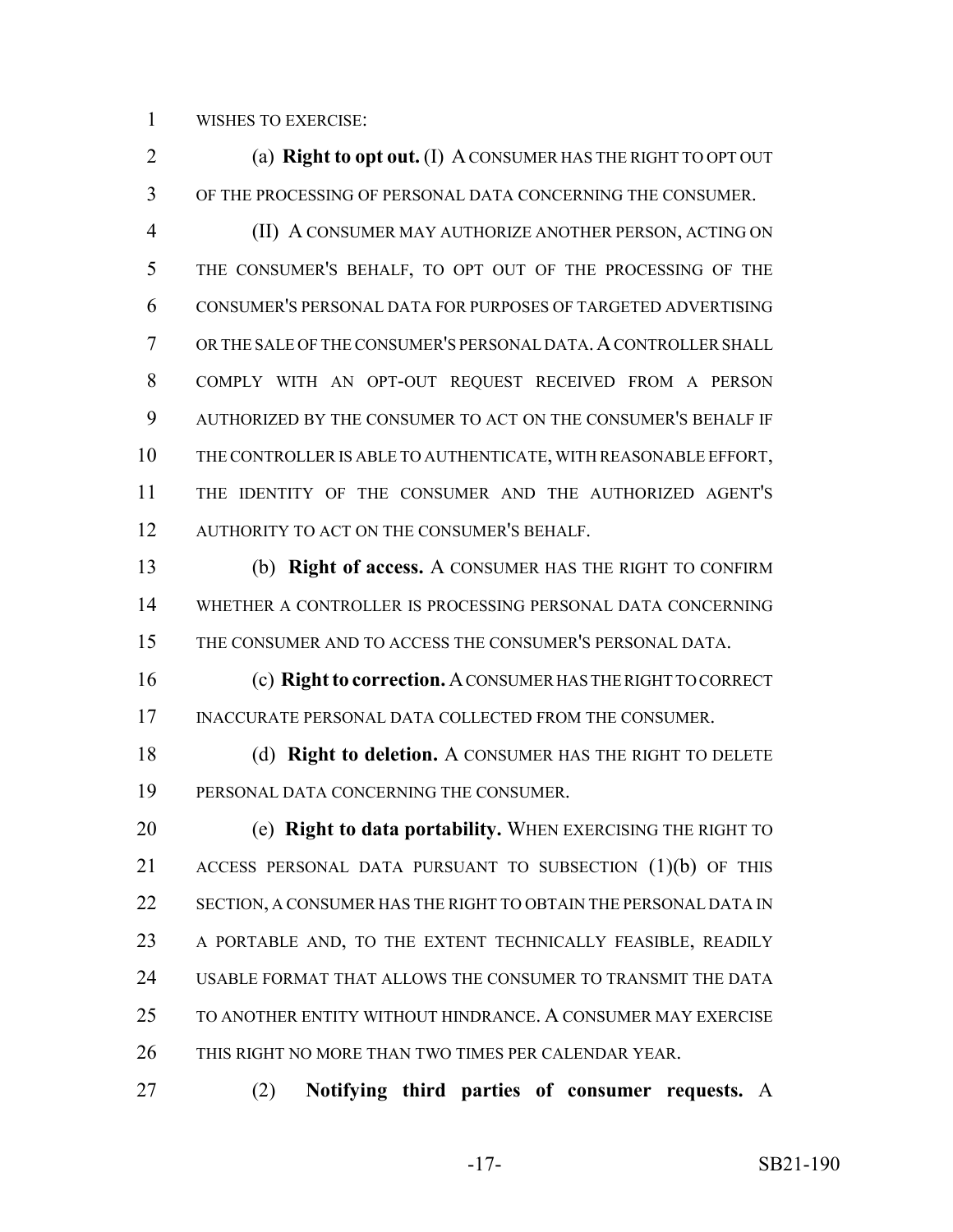WISHES TO EXERCISE:

(a) **Right to opt out.** (I) A CONSUMER HAS THE RIGHT TO OPT OUT OF THE PROCESSING OF PERSONAL DATA CONCERNING THE CONSUMER.

(II) A CONSUMER MAY AUTHORIZE ANOTHER PERSON, ACTING ON THE CONSUMER'S BEHALF, TO OPT OUT OF THE PROCESSING OF THE CONSUMER'S PERSONAL DATA FOR PURPOSES OF TARGETED ADVERTISING OR THE SALE OF THE CONSUMER'S PERSONAL DATA. A CONTROLLER SHALL COMPLY WITH AN OPT-OUT REQUEST RECEIVED FROM A PERSON AUTHORIZED BY THE CONSUMER TO ACT ON THE CONSUMER'S BEHALF IF THE CONTROLLER IS ABLE TO AUTHENTICATE, WITH REASONABLE EFFORT, THE IDENTITY OF THE CONSUMER AND THE AUTHORIZED AGENT'S AUTHORITY TO ACT ON THE CONSUMER'S BEHALF.

(b) **Right of access.** A CONSUMER HAS THE RIGHT TO CONFIRM WHETHER A CONTROLLER IS PROCESSING PERSONAL DATA CONCERNING THE CONSUMER AND TO ACCESS THE CONSUMER'S PERSONAL DATA.

(c) **Right to correction.** A CONSUMER HAS THE RIGHT TO CORRECT INACCURATE PERSONAL DATA COLLECTED FROM THE CONSUMER.

(d) **Right to deletion.** A CONSUMER HAS THE RIGHT TO DELETE PERSONAL DATA CONCERNING THE CONSUMER.

(e) **Right to data portability.** WHEN EXERCISING THE RIGHT TO ACCESS PERSONAL DATA PURSUANT TO SUBSECTION (1)(b) OF THIS SECTION, A CONSUMER HAS THE RIGHT TO OBTAIN THE PERSONAL DATA IN A PORTABLE AND, TO THE EXTENT TECHNICALLY FEASIBLE, READILY USABLE FORMAT THAT ALLOWS THE CONSUMER TO TRANSMIT THE DATA TO ANOTHER ENTITY WITHOUT HINDRANCE. A CONSUMER MAY EXERCISE THIS RIGHT NO MORE THAN TWO TIMES PER CALENDAR YEAR.

(2) **Notifying third parties of consumer requests.** A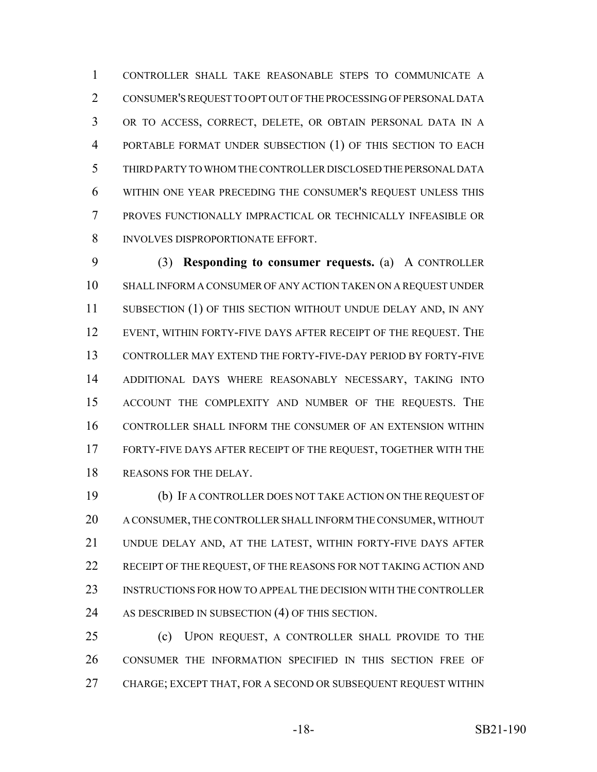CONTROLLER SHALL TAKE REASONABLE STEPS TO COMMUNICATE A CONSUMER'S REQUEST TO OPT OUT OF THE PROCESSING OF PERSONAL DATA OR TO ACCESS, CORRECT, DELETE, OR OBTAIN PERSONAL DATA IN A PORTABLE FORMAT UNDER SUBSECTION (1) OF THIS SECTION TO EACH THIRD PARTY TO WHOM THE CONTROLLER DISCLOSED THE PERSONAL DATA WITHIN ONE YEAR PRECEDING THE CONSUMER'S REQUEST UNLESS THIS PROVES FUNCTIONALLY IMPRACTICAL OR TECHNICALLY INFEASIBLE OR INVOLVES DISPROPORTIONATE EFFORT.

(3) **Responding to consumer requests.** (a) A CONTROLLER SHALL INFORM A CONSUMER OF ANY ACTION TAKEN ON A REQUEST UNDER SUBSECTION (1) OF THIS SECTION WITHOUT UNDUE DELAY AND, IN ANY EVENT, WITHIN FORTY-FIVE DAYS AFTER RECEIPT OF THE REQUEST. THE CONTROLLER MAY EXTEND THE FORTY-FIVE-DAY PERIOD BY FORTY-FIVE ADDITIONAL DAYS WHERE REASONABLY NECESSARY, TAKING INTO ACCOUNT THE COMPLEXITY AND NUMBER OF THE REQUESTS. THE CONTROLLER SHALL INFORM THE CONSUMER OF AN EXTENSION WITHIN FORTY-FIVE DAYS AFTER RECEIPT OF THE REQUEST, TOGETHER WITH THE REASONS FOR THE DELAY.

(b) IF A CONTROLLER DOES NOT TAKE ACTION ON THE REQUEST OF A CONSUMER, THE CONTROLLER SHALL INFORM THE CONSUMER, WITHOUT UNDUE DELAY AND, AT THE LATEST, WITHIN FORTY-FIVE DAYS AFTER RECEIPT OF THE REQUEST, OF THE REASONS FOR NOT TAKING ACTION AND INSTRUCTIONS FOR HOW TO APPEAL THE DECISION WITH THE CONTROLLER AS DESCRIBED IN SUBSECTION (4) OF THIS SECTION.

(c) UPON REQUEST, A CONTROLLER SHALL PROVIDE TO THE CONSUMER THE INFORMATION SPECIFIED IN THIS SECTION FREE OF CHARGE; EXCEPT THAT, FOR A SECOND OR SUBSEQUENT REQUEST WITHIN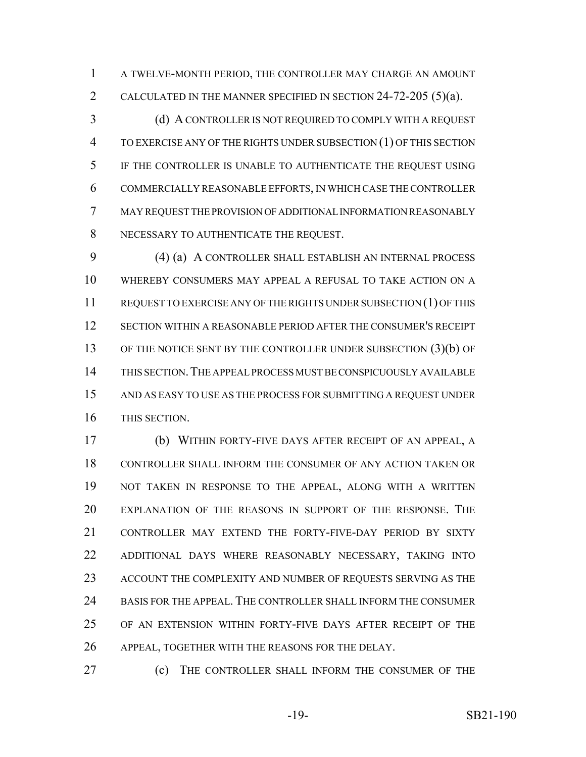A TWELVE-MONTH PERIOD, THE CONTROLLER MAY CHARGE AN AMOUNT CALCULATED IN THE MANNER SPECIFIED IN SECTION 24-72-205 (5)(a).

(d) A CONTROLLER IS NOT REQUIRED TO COMPLY WITH A REQUEST TO EXERCISE ANY OF THE RIGHTS UNDER SUBSECTION (1) OF THIS SECTION IF THE CONTROLLER IS UNABLE TO AUTHENTICATE THE REQUEST USING COMMERCIALLY REASONABLE EFFORTS, IN WHICH CASE THE CONTROLLER MAY REQUEST THE PROVISION OF ADDITIONAL INFORMATION REASONABLY NECESSARY TO AUTHENTICATE THE REQUEST.

(4) (a) A CONTROLLER SHALL ESTABLISH AN INTERNAL PROCESS WHEREBY CONSUMERS MAY APPEAL A REFUSAL TO TAKE ACTION ON A REQUEST TO EXERCISE ANY OF THE RIGHTS UNDER SUBSECTION (1) OF THIS SECTION WITHIN A REASONABLE PERIOD AFTER THE CONSUMER'S RECEIPT OF THE NOTICE SENT BY THE CONTROLLER UNDER SUBSECTION (3)(b) OF THIS SECTION. THE APPEAL PROCESS MUST BE CONSPICUOUSLY AVAILABLE AND AS EASY TO USE AS THE PROCESS FOR SUBMITTING A REQUEST UNDER THIS SECTION.

(b) WITHIN FORTY-FIVE DAYS AFTER RECEIPT OF AN APPEAL, A CONTROLLER SHALL INFORM THE CONSUMER OF ANY ACTION TAKEN OR NOT TAKEN IN RESPONSE TO THE APPEAL, ALONG WITH A WRITTEN EXPLANATION OF THE REASONS IN SUPPORT OF THE RESPONSE. THE CONTROLLER MAY EXTEND THE FORTY-FIVE-DAY PERIOD BY SIXTY ADDITIONAL DAYS WHERE REASONABLY NECESSARY, TAKING INTO ACCOUNT THE COMPLEXITY AND NUMBER OF REQUESTS SERVING AS THE BASIS FOR THE APPEAL. THE CONTROLLER SHALL INFORM THE CONSUMER OF AN EXTENSION WITHIN FORTY-FIVE DAYS AFTER RECEIPT OF THE APPEAL, TOGETHER WITH THE REASONS FOR THE DELAY.

(c) THE CONTROLLER SHALL INFORM THE CONSUMER OF THE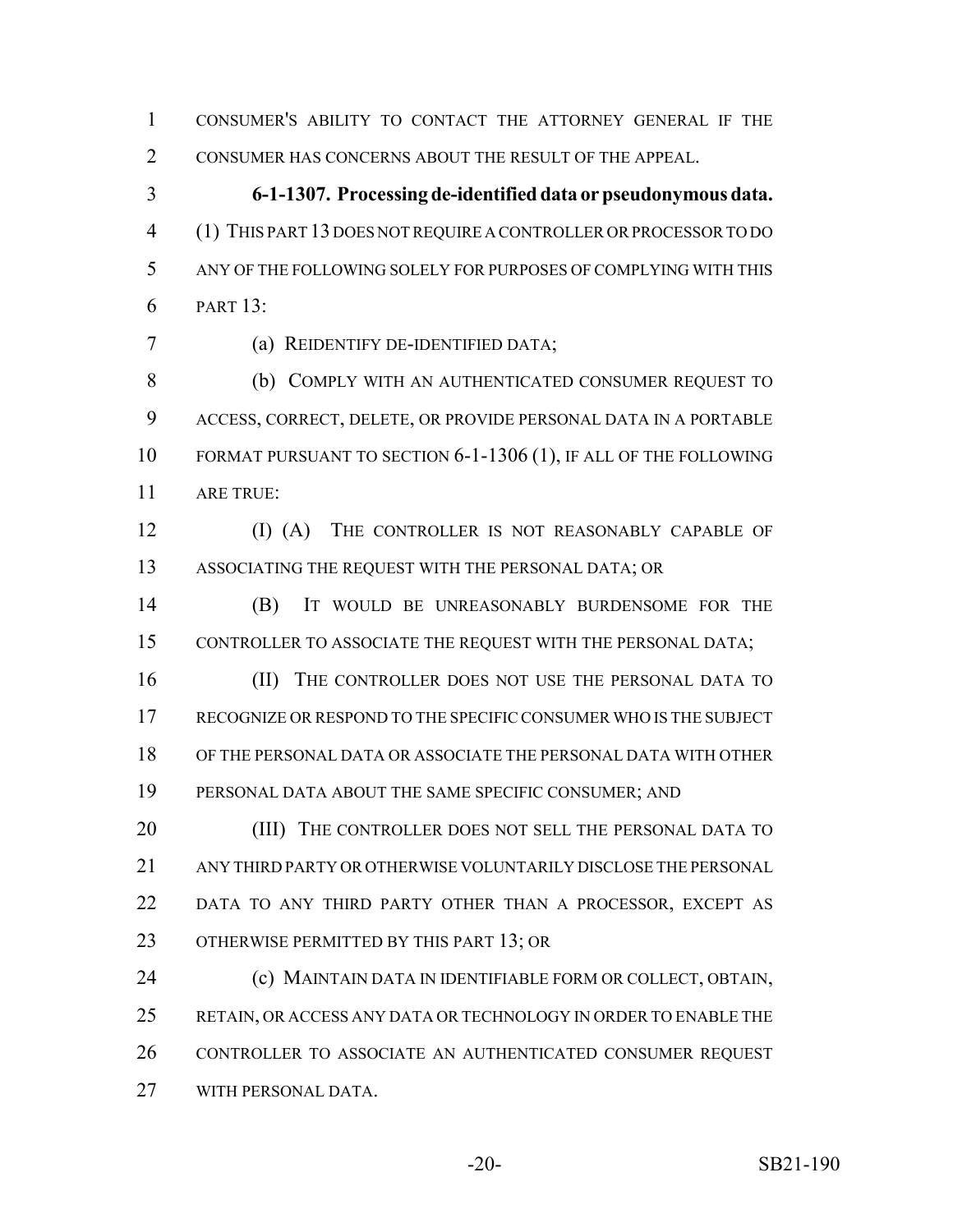CONSUMER'S ABILITY TO CONTACT THE ATTORNEY GENERAL IF THE CONSUMER HAS CONCERNS ABOUT THE RESULT OF THE APPEAL.

**6-1-1307. Processing de-identified data or pseudonymous data.** (1) THIS PART 13 DOES NOT REQUIRE A CONTROLLER OR PROCESSOR TO DO ANY OF THE FOLLOWING SOLELY FOR PURPOSES OF COMPLYING WITH THIS PART 13:

(a) REIDENTIFY DE-IDENTIFIED DATA;

(b) COMPLY WITH AN AUTHENTICATED CONSUMER REQUEST TO ACCESS, CORRECT, DELETE, OR PROVIDE PERSONAL DATA IN A PORTABLE FORMAT PURSUANT TO SECTION 6-1-1306 (1), IF ALL OF THE FOLLOWING ARE TRUE:

(I) (A) THE CONTROLLER IS NOT REASONABLY CAPABLE OF ASSOCIATING THE REQUEST WITH THE PERSONAL DATA; OR

(B) IT WOULD BE UNREASONABLY BURDENSOME FOR THE CONTROLLER TO ASSOCIATE THE REQUEST WITH THE PERSONAL DATA;

(II) THE CONTROLLER DOES NOT USE THE PERSONAL DATA TO RECOGNIZE OR RESPOND TO THE SPECIFIC CONSUMER WHO IS THE SUBJECT OF THE PERSONAL DATA OR ASSOCIATE THE PERSONAL DATA WITH OTHER PERSONAL DATA ABOUT THE SAME SPECIFIC CONSUMER; AND

(III) THE CONTROLLER DOES NOT SELL THE PERSONAL DATA TO ANY THIRD PARTY OR OTHERWISE VOLUNTARILY DISCLOSE THE PERSONAL DATA TO ANY THIRD PARTY OTHER THAN A PROCESSOR, EXCEPT AS OTHERWISE PERMITTED BY THIS PART 13; OR

(c) MAINTAIN DATA IN IDENTIFIABLE FORM OR COLLECT, OBTAIN, RETAIN, OR ACCESS ANY DATA OR TECHNOLOGY IN ORDER TO ENABLE THE CONTROLLER TO ASSOCIATE AN AUTHENTICATED CONSUMER REQUEST WITH PERSONAL DATA.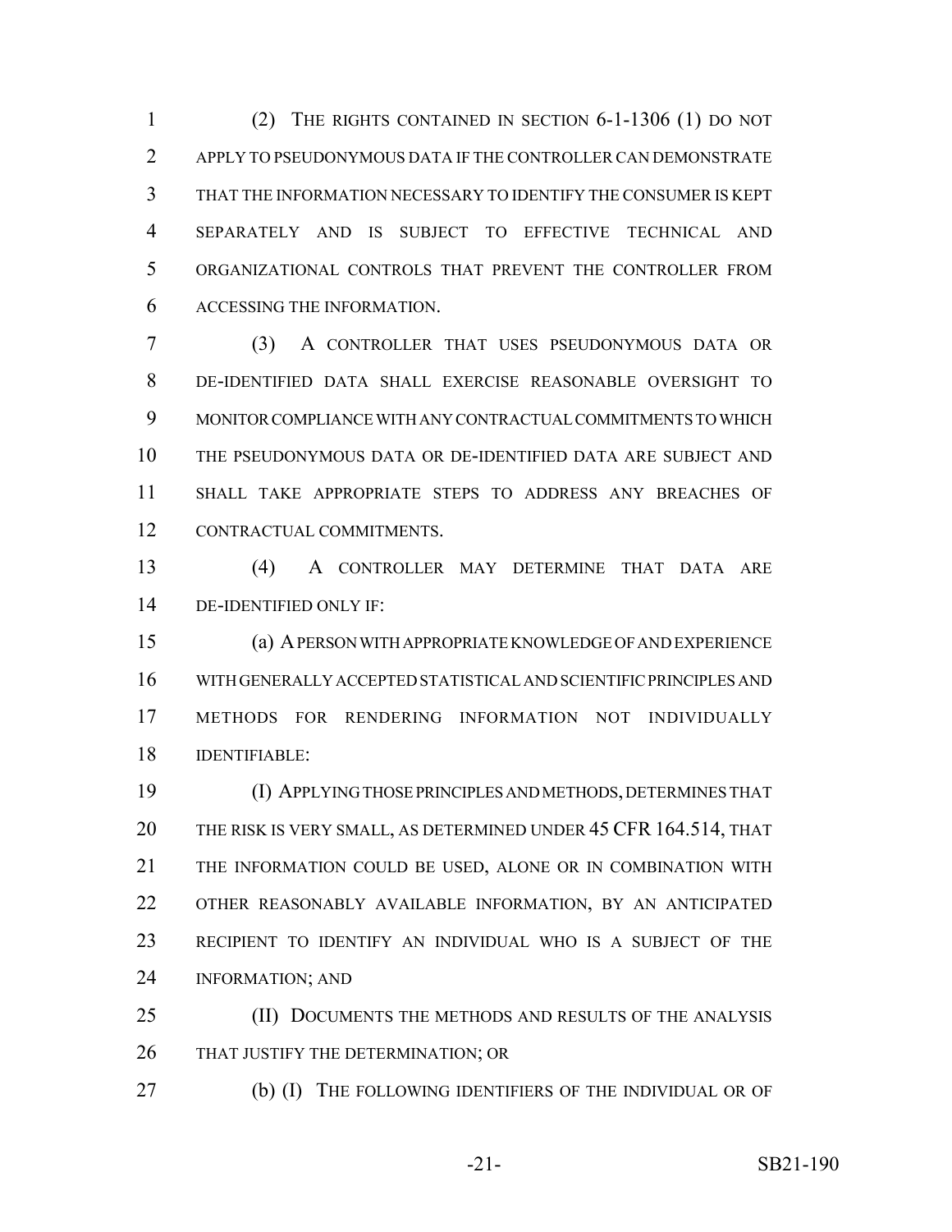(2) THE RIGHTS CONTAINED IN SECTION 6-1-1306 (1) DO NOT APPLY TO PSEUDONYMOUS DATA IF THE CONTROLLER CAN DEMONSTRATE THAT THE INFORMATION NECESSARY TO IDENTIFY THE CONSUMER IS KEPT SEPARATELY AND IS SUBJECT TO EFFECTIVE TECHNICAL AND ORGANIZATIONAL CONTROLS THAT PREVENT THE CONTROLLER FROM ACCESSING THE INFORMATION.

(3) A CONTROLLER THAT USES PSEUDONYMOUS DATA OR DE-IDENTIFIED DATA SHALL EXERCISE REASONABLE OVERSIGHT TO MONITOR COMPLIANCE WITH ANY CONTRACTUAL COMMITMENTS TO WHICH THE PSEUDONYMOUS DATA OR DE-IDENTIFIED DATA ARE SUBJECT AND SHALL TAKE APPROPRIATE STEPS TO ADDRESS ANY BREACHES OF CONTRACTUAL COMMITMENTS.

(4) A CONTROLLER MAY DETERMINE THAT DATA ARE DE-IDENTIFIED ONLY IF:

(a) A PERSON WITH APPROPRIATE KNOWLEDGE OF AND EXPERIENCE WITH GENERALLY ACCEPTED STATISTICAL AND SCIENTIFIC PRINCIPLES AND METHODS FOR RENDERING INFORMATION NOT INDIVIDUALLY IDENTIFIABLE:

(I) APPLYING THOSE PRINCIPLES AND METHODS, DETERMINES THAT THE RISK IS VERY SMALL, AS DETERMINED UNDER 45 CFR 164.514, THAT THE INFORMATION COULD BE USED, ALONE OR IN COMBINATION WITH OTHER REASONABLY AVAILABLE INFORMATION, BY AN ANTICIPATED RECIPIENT TO IDENTIFY AN INDIVIDUAL WHO IS A SUBJECT OF THE INFORMATION; AND

(II) DOCUMENTS THE METHODS AND RESULTS OF THE ANALYSIS THAT JUSTIFY THE DETERMINATION; OR

(b) (I) THE FOLLOWING IDENTIFIERS OF THE INDIVIDUAL OR OF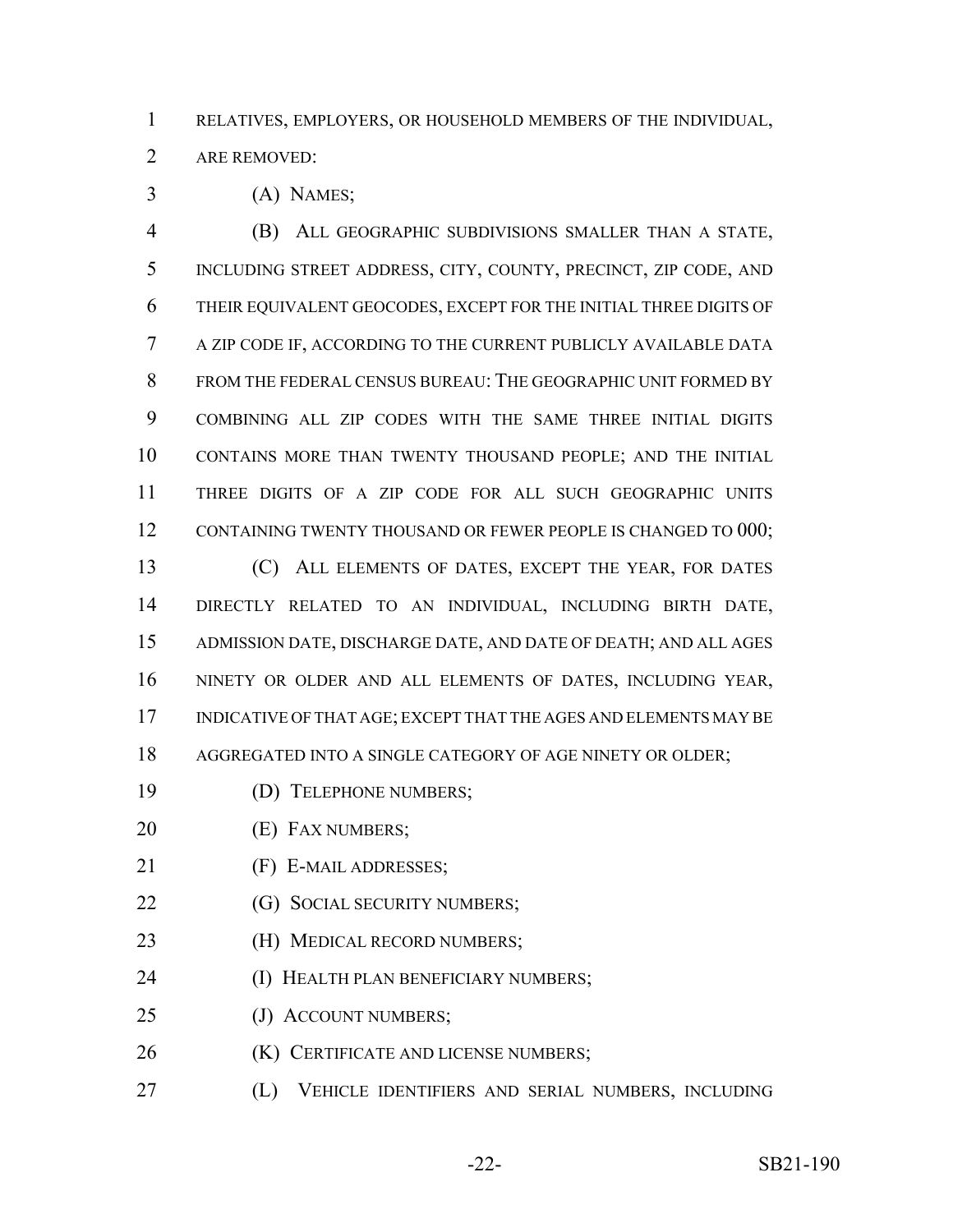RELATIVES, EMPLOYERS, OR HOUSEHOLD MEMBERS OF THE INDIVIDUAL, ARE REMOVED:

(A) NAMES;

(B) ALL GEOGRAPHIC SUBDIVISIONS SMALLER THAN A STATE, INCLUDING STREET ADDRESS, CITY, COUNTY, PRECINCT, ZIP CODE, AND THEIR EQUIVALENT GEOCODES, EXCEPT FOR THE INITIAL THREE DIGITS OF A ZIP CODE IF, ACCORDING TO THE CURRENT PUBLICLY AVAILABLE DATA FROM THE FEDERAL CENSUS BUREAU: THE GEOGRAPHIC UNIT FORMED BY COMBINING ALL ZIP CODES WITH THE SAME THREE INITIAL DIGITS CONTAINS MORE THAN TWENTY THOUSAND PEOPLE; AND THE INITIAL THREE DIGITS OF A ZIP CODE FOR ALL SUCH GEOGRAPHIC UNITS CONTAINING TWENTY THOUSAND OR FEWER PEOPLE IS CHANGED TO 000;

(C) ALL ELEMENTS OF DATES, EXCEPT THE YEAR, FOR DATES DIRECTLY RELATED TO AN INDIVIDUAL, INCLUDING BIRTH DATE, ADMISSION DATE, DISCHARGE DATE, AND DATE OF DEATH; AND ALL AGES NINETY OR OLDER AND ALL ELEMENTS OF DATES, INCLUDING YEAR, INDICATIVE OF THAT AGE; EXCEPT THAT THE AGES AND ELEMENTS MAY BE AGGREGATED INTO A SINGLE CATEGORY OF AGE NINETY OR OLDER;

(D) TELEPHONE NUMBERS;

(E) FAX NUMBERS;

(F) E-MAIL ADDRESSES;

(G) SOCIAL SECURITY NUMBERS;

(H) MEDICAL RECORD NUMBERS;

(I) HEALTH PLAN BENEFICIARY NUMBERS;

(J) ACCOUNT NUMBERS;

(K) CERTIFICATE AND LICENSE NUMBERS;

(L) VEHICLE IDENTIFIERS AND SERIAL NUMBERS, INCLUDING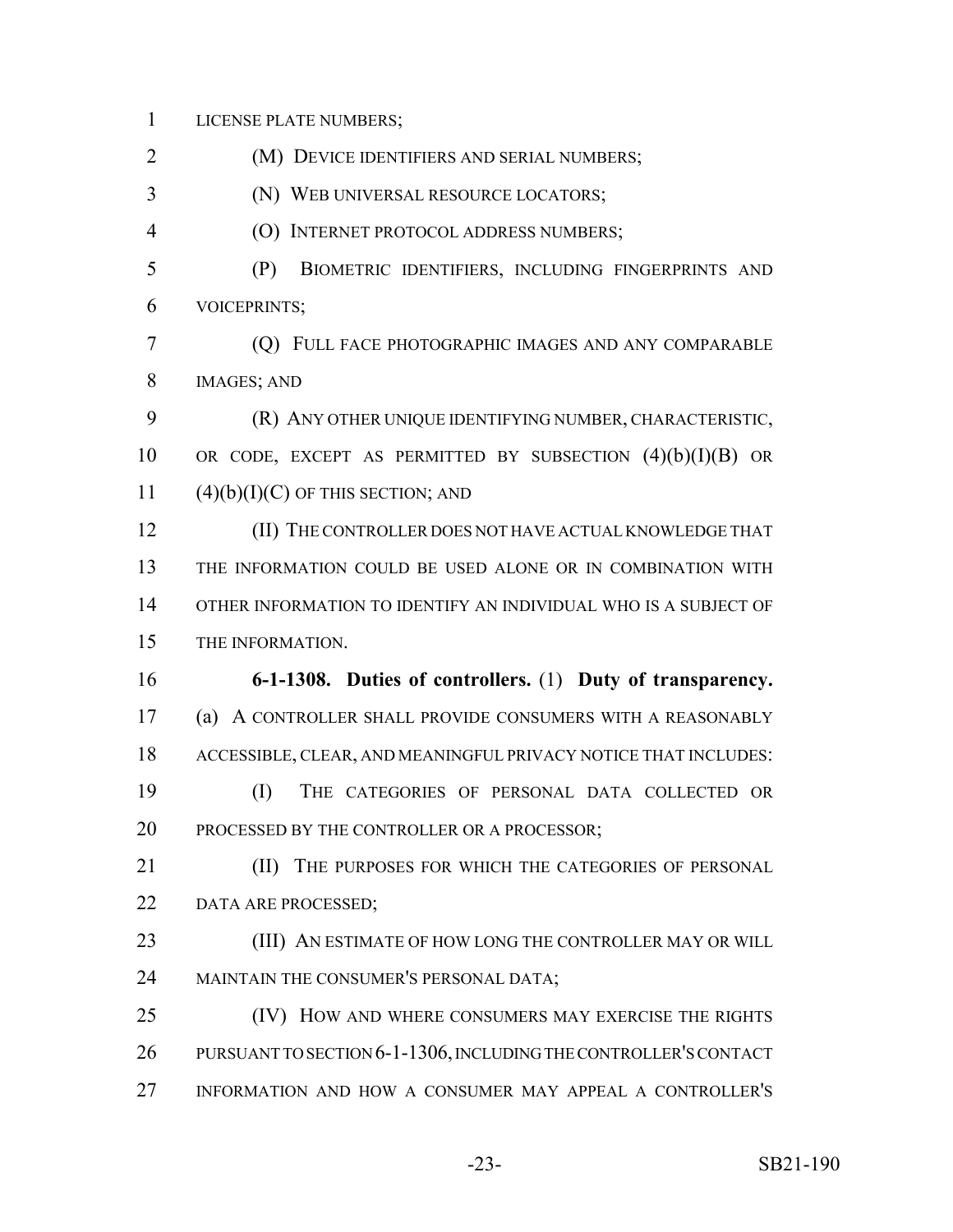LICENSE PLATE NUMBERS;

(M) DEVICE IDENTIFIERS AND SERIAL NUMBERS;

(N) WEB UNIVERSAL RESOURCE LOCATORS;

(O) INTERNET PROTOCOL ADDRESS NUMBERS;

(P) BIOMETRIC IDENTIFIERS, INCLUDING FINGERPRINTS AND VOICEPRINTS;

(Q) FULL FACE PHOTOGRAPHIC IMAGES AND ANY COMPARABLE IMAGES; AND

(R) ANY OTHER UNIQUE IDENTIFYING NUMBER, CHARACTERISTIC, OR CODE, EXCEPT AS PERMITTED BY SUBSECTION (4)(b)(I)(B) OR (4)(b)(I)(C) OF THIS SECTION; AND

(II) THE CONTROLLER DOES NOT HAVE ACTUAL KNOWLEDGE THAT THE INFORMATION COULD BE USED ALONE OR IN COMBINATION WITH OTHER INFORMATION TO IDENTIFY AN INDIVIDUAL WHO IS A SUBJECT OF THE INFORMATION.

**6-1-1308. Duties of controllers.** (1) **Duty of transparency.** (a) A CONTROLLER SHALL PROVIDE CONSUMERS WITH A REASONABLY ACCESSIBLE, CLEAR, AND MEANINGFUL PRIVACY NOTICE THAT INCLUDES:

(I) THE CATEGORIES OF PERSONAL DATA COLLECTED OR PROCESSED BY THE CONTROLLER OR A PROCESSOR;

(II) THE PURPOSES FOR WHICH THE CATEGORIES OF PERSONAL DATA ARE PROCESSED;

(III) AN ESTIMATE OF HOW LONG THE CONTROLLER MAY OR WILL MAINTAIN THE CONSUMER'S PERSONAL DATA;

(IV) HOW AND WHERE CONSUMERS MAY EXERCISE THE RIGHTS PURSUANT TO SECTION 6-1-1306, INCLUDING THE CONTROLLER'S CONTACT INFORMATION AND HOW A CONSUMER MAY APPEAL A CONTROLLER'S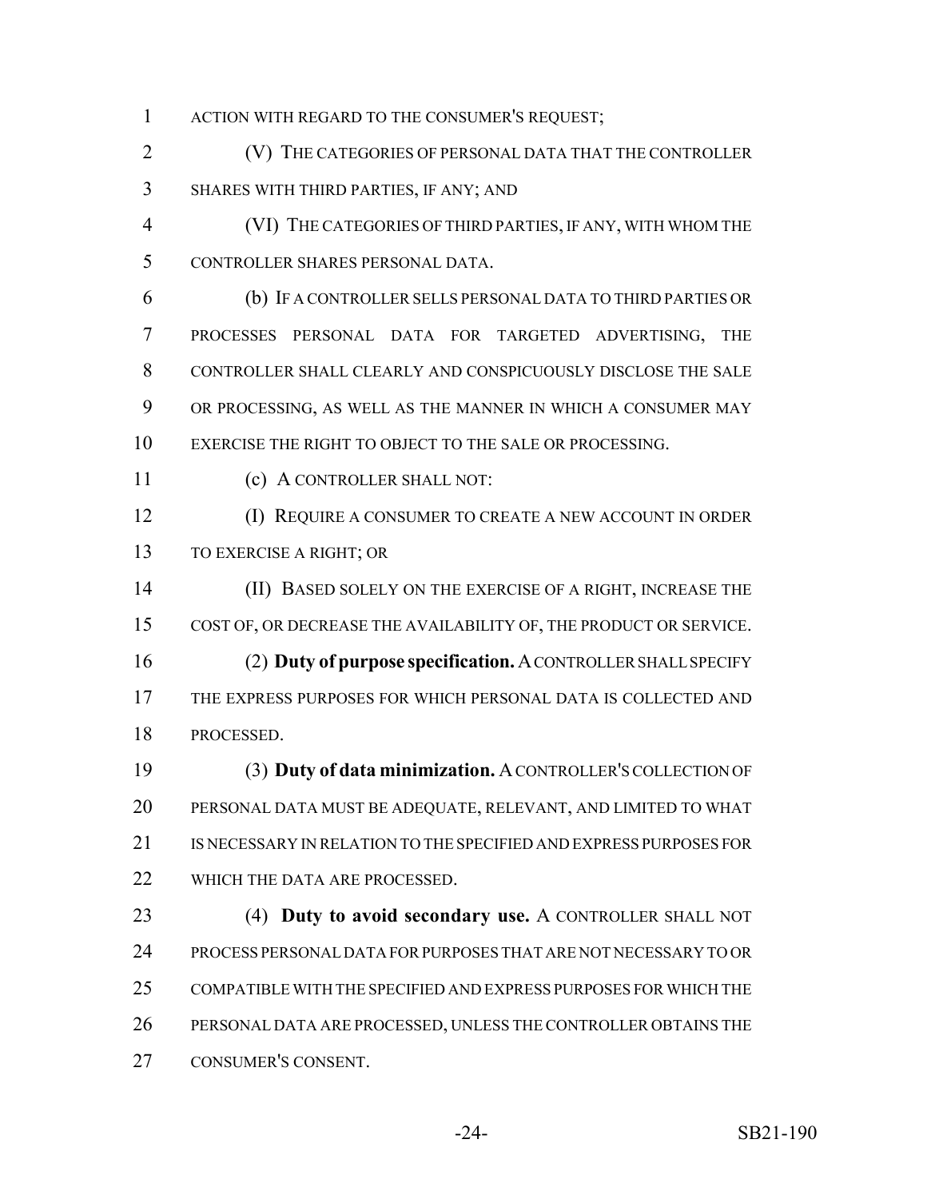ACTION WITH REGARD TO THE CONSUMER'S REQUEST;

(V) THE CATEGORIES OF PERSONAL DATA THAT THE CONTROLLER SHARES WITH THIRD PARTIES, IF ANY; AND

(VI) THE CATEGORIES OF THIRD PARTIES, IF ANY, WITH WHOM THE CONTROLLER SHARES PERSONAL DATA.

(b) IF A CONTROLLER SELLS PERSONAL DATA TO THIRD PARTIES OR PROCESSES PERSONAL DATA FOR TARGETED ADVERTISING, THE CONTROLLER SHALL CLEARLY AND CONSPICUOUSLY DISCLOSE THE SALE OR PROCESSING, AS WELL AS THE MANNER IN WHICH A CONSUMER MAY EXERCISE THE RIGHT TO OBJECT TO THE SALE OR PROCESSING.

(c) A CONTROLLER SHALL NOT:

(I) REQUIRE A CONSUMER TO CREATE A NEW ACCOUNT IN ORDER TO EXERCISE A RIGHT; OR

(II) BASED SOLELY ON THE EXERCISE OF A RIGHT, INCREASE THE COST OF, OR DECREASE THE AVAILABILITY OF, THE PRODUCT OR SERVICE.

(2) **Duty of purpose specification.** A CONTROLLER SHALL SPECIFY THE EXPRESS PURPOSES FOR WHICH PERSONAL DATA IS COLLECTED AND PROCESSED.

(3) **Duty of data minimization.** A CONTROLLER'S COLLECTION OF PERSONAL DATA MUST BE ADEQUATE, RELEVANT, AND LIMITED TO WHAT IS NECESSARY IN RELATION TO THE SPECIFIED AND EXPRESS PURPOSES FOR WHICH THE DATA ARE PROCESSED.

(4) **Duty to avoid secondary use.** A CONTROLLER SHALL NOT PROCESS PERSONAL DATA FOR PURPOSES THAT ARE NOT NECESSARY TO OR COMPATIBLE WITH THE SPECIFIED AND EXPRESS PURPOSES FOR WHICH THE PERSONAL DATA ARE PROCESSED, UNLESS THE CONTROLLER OBTAINS THE CONSUMER'S CONSENT.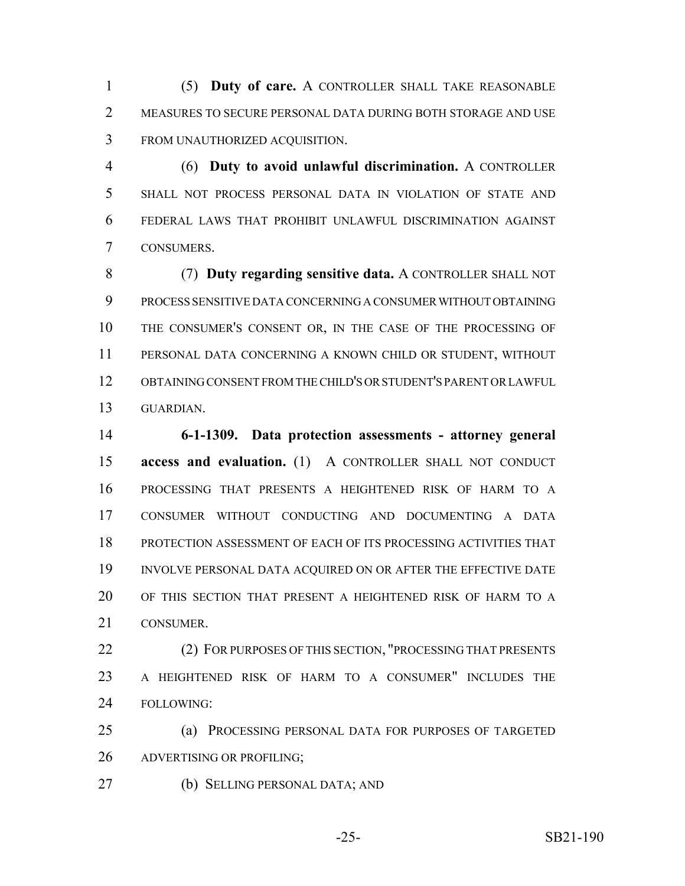(5) **Duty of care.** A CONTROLLER SHALL TAKE REASONABLE MEASURES TO SECURE PERSONAL DATA DURING BOTH STORAGE AND USE FROM UNAUTHORIZED ACQUISITION.

(6) **Duty to avoid unlawful discrimination.** A CONTROLLER SHALL NOT PROCESS PERSONAL DATA IN VIOLATION OF STATE AND FEDERAL LAWS THAT PROHIBIT UNLAWFUL DISCRIMINATION AGAINST CONSUMERS.

(7) **Duty regarding sensitive data.** A CONTROLLER SHALL NOT PROCESS SENSITIVE DATA CONCERNING A CONSUMER WITHOUT OBTAINING THE CONSUMER'S CONSENT OR, IN THE CASE OF THE PROCESSING OF PERSONAL DATA CONCERNING A KNOWN CHILD OR STUDENT, WITHOUT OBTAINING CONSENT FROM THE CHILD'S OR STUDENT'S PARENT OR LAWFUL GUARDIAN.

**6-1-1309. Data protection assessments - attorney general access and evaluation.** (1) A CONTROLLER SHALL NOT CONDUCT PROCESSING THAT PRESENTS A HEIGHTENED RISK OF HARM TO A CONSUMER WITHOUT CONDUCTING AND DOCUMENTING A DATA PROTECTION ASSESSMENT OF EACH OF ITS PROCESSING ACTIVITIES THAT INVOLVE PERSONAL DATA ACQUIRED ON OR AFTER THE EFFECTIVE DATE OF THIS SECTION THAT PRESENT A HEIGHTENED RISK OF HARM TO A CONSUMER.

(2) FOR PURPOSES OF THIS SECTION, "PROCESSING THAT PRESENTS A HEIGHTENED RISK OF HARM TO A CONSUMER" INCLUDES THE FOLLOWING:

(a) PROCESSING PERSONAL DATA FOR PURPOSES OF TARGETED ADVERTISING OR PROFILING;

(b) SELLING PERSONAL DATA; AND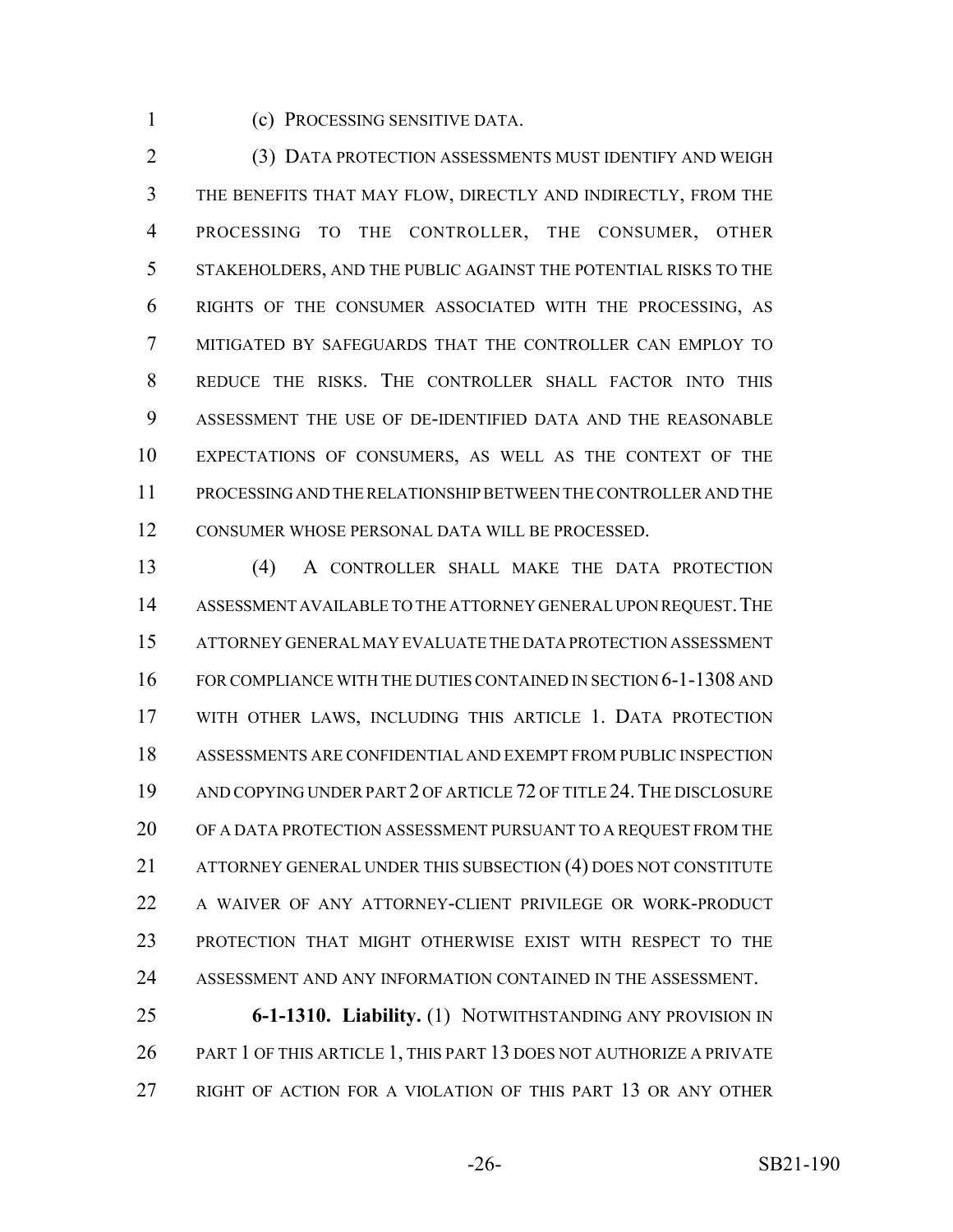(c) PROCESSING SENSITIVE DATA.

(3) DATA PROTECTION ASSESSMENTS MUST IDENTIFY AND WEIGH THE BENEFITS THAT MAY FLOW, DIRECTLY AND INDIRECTLY, FROM THE PROCESSING TO THE CONTROLLER, THE CONSUMER, OTHER STAKEHOLDERS, AND THE PUBLIC AGAINST THE POTENTIAL RISKS TO THE RIGHTS OF THE CONSUMER ASSOCIATED WITH THE PROCESSING, AS MITIGATED BY SAFEGUARDS THAT THE CONTROLLER CAN EMPLOY TO REDUCE THE RISKS. THE CONTROLLER SHALL FACTOR INTO THIS ASSESSMENT THE USE OF DE-IDENTIFIED DATA AND THE REASONABLE EXPECTATIONS OF CONSUMERS, AS WELL AS THE CONTEXT OF THE PROCESSING AND THE RELATIONSHIP BETWEEN THE CONTROLLER AND THE CONSUMER WHOSE PERSONAL DATA WILL BE PROCESSED.

(4) A CONTROLLER SHALL MAKE THE DATA PROTECTION ASSESSMENT AVAILABLE TO THE ATTORNEY GENERAL UPON REQUEST. THE ATTORNEY GENERAL MAY EVALUATE THE DATA PROTECTION ASSESSMENT FOR COMPLIANCE WITH THE DUTIES CONTAINED IN SECTION 6-1-1308 AND WITH OTHER LAWS, INCLUDING THIS ARTICLE 1. DATA PROTECTION ASSESSMENTS ARE CONFIDENTIAL AND EXEMPT FROM PUBLIC INSPECTION AND COPYING UNDER PART 2 OF ARTICLE 72 OF TITLE 24. THE DISCLOSURE OF A DATA PROTECTION ASSESSMENT PURSUANT TO A REQUEST FROM THE ATTORNEY GENERAL UNDER THIS SUBSECTION (4) DOES NOT CONSTITUTE A WAIVER OF ANY ATTORNEY-CLIENT PRIVILEGE OR WORK-PRODUCT PROTECTION THAT MIGHT OTHERWISE EXIST WITH RESPECT TO THE ASSESSMENT AND ANY INFORMATION CONTAINED IN THE ASSESSMENT.

**6-1-1310. Liability.** (1) NOTWITHSTANDING ANY PROVISION IN PART 1 OF THIS ARTICLE 1, THIS PART 13 DOES NOT AUTHORIZE A PRIVATE RIGHT OF ACTION FOR A VIOLATION OF THIS PART 13 OR ANY OTHER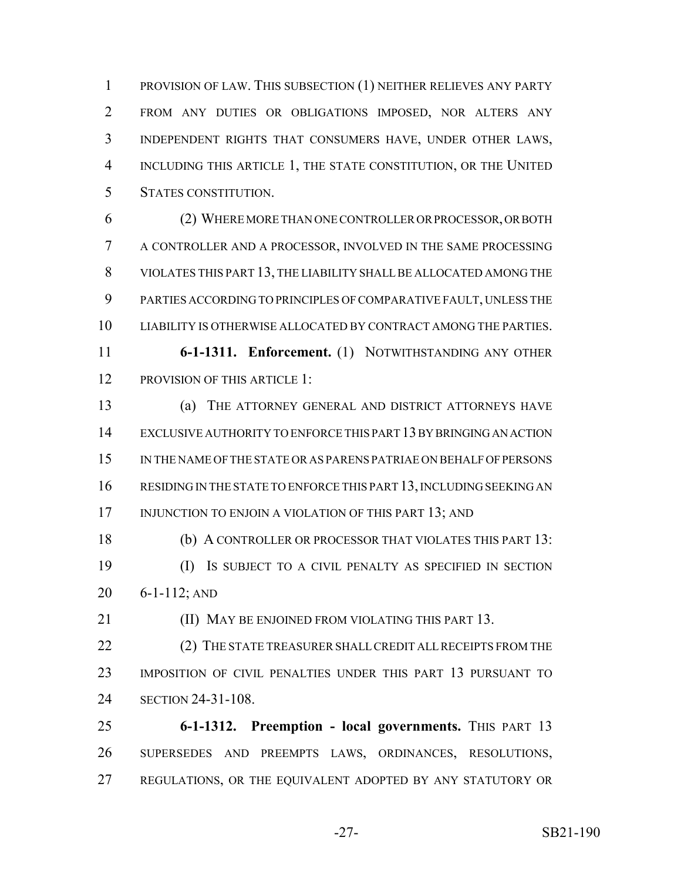PROVISION OF LAW. THIS SUBSECTION (1) NEITHER RELIEVES ANY PARTY FROM ANY DUTIES OR OBLIGATIONS IMPOSED, NOR ALTERS ANY INDEPENDENT RIGHTS THAT CONSUMERS HAVE, UNDER OTHER LAWS, INCLUDING THIS ARTICLE 1, THE STATE CONSTITUTION, OR THE UNITED STATES CONSTITUTION.

(2) WHERE MORE THAN ONE CONTROLLER OR PROCESSOR, OR BOTH A CONTROLLER AND A PROCESSOR, INVOLVED IN THE SAME PROCESSING VIOLATES THIS PART 13, THE LIABILITY SHALL BE ALLOCATED AMONG THE PARTIES ACCORDING TO PRINCIPLES OF COMPARATIVE FAULT, UNLESS THE LIABILITY IS OTHERWISE ALLOCATED BY CONTRACT AMONG THE PARTIES.

**6-1-1311. Enforcement.** (1) NOTWITHSTANDING ANY OTHER PROVISION OF THIS ARTICLE 1:

(a) THE ATTORNEY GENERAL AND DISTRICT ATTORNEYS HAVE EXCLUSIVE AUTHORITY TO ENFORCE THIS PART 13 BY BRINGING AN ACTION IN THE NAME OF THE STATE OR AS PARENS PATRIAE ON BEHALF OF PERSONS RESIDING IN THE STATE TO ENFORCE THIS PART 13, INCLUDING SEEKING AN INJUNCTION TO ENJOIN A VIOLATION OF THIS PART 13; AND

(b) A CONTROLLER OR PROCESSOR THAT VIOLATES THIS PART 13:

(I) IS SUBJECT TO A CIVIL PENALTY AS SPECIFIED IN SECTION 6-1-112; AND

(II) MAY BE ENJOINED FROM VIOLATING THIS PART 13.

(2) THE STATE TREASURER SHALL CREDIT ALL RECEIPTS FROM THE IMPOSITION OF CIVIL PENALTIES UNDER THIS PART 13 PURSUANT TO SECTION 24-31-108.

**6-1-1312. Preemption - local governments.** THIS PART 13 SUPERSEDES AND PREEMPTS LAWS, ORDINANCES, RESOLUTIONS, REGULATIONS, OR THE EQUIVALENT ADOPTED BY ANY STATUTORY OR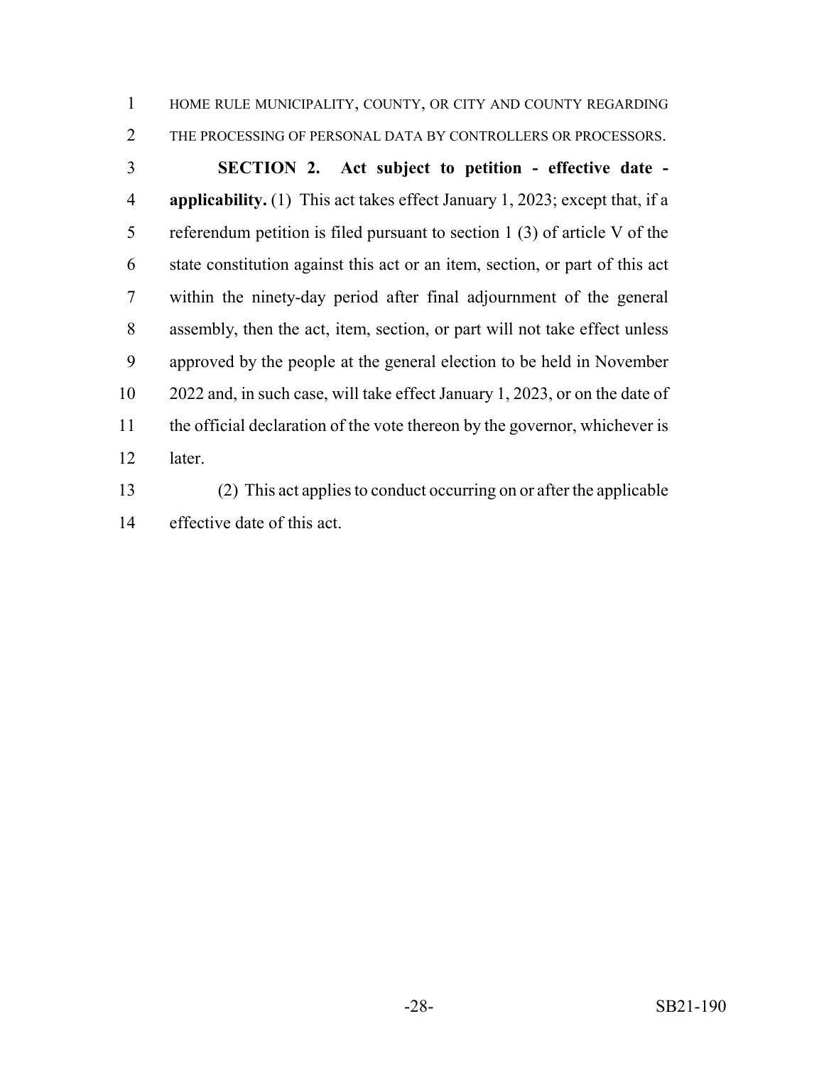HOME RULE MUNICIPALITY, COUNTY, OR CITY AND COUNTY REGARDING THE PROCESSING OF PERSONAL DATA BY CONTROLLERS OR PROCESSORS.

**SECTION 2. Act subject to petition - effective date - applicability.** (1) This act takes effect January 1, 2023; except that, if a referendum petition is filed pursuant to section 1 (3) of article V of the state constitution against this act or an item, section, or part of this act within the ninety-day period after final adjournment of the general assembly, then the act, item, section, or part will not take effect unless approved by the people at the general election to be held in November 2022 and, in such case, will take effect January 1, 2023, or on the date of the official declaration of the vote thereon by the governor, whichever is later.

(2) This act applies to conduct occurring on or after the applicable effective date of this act.